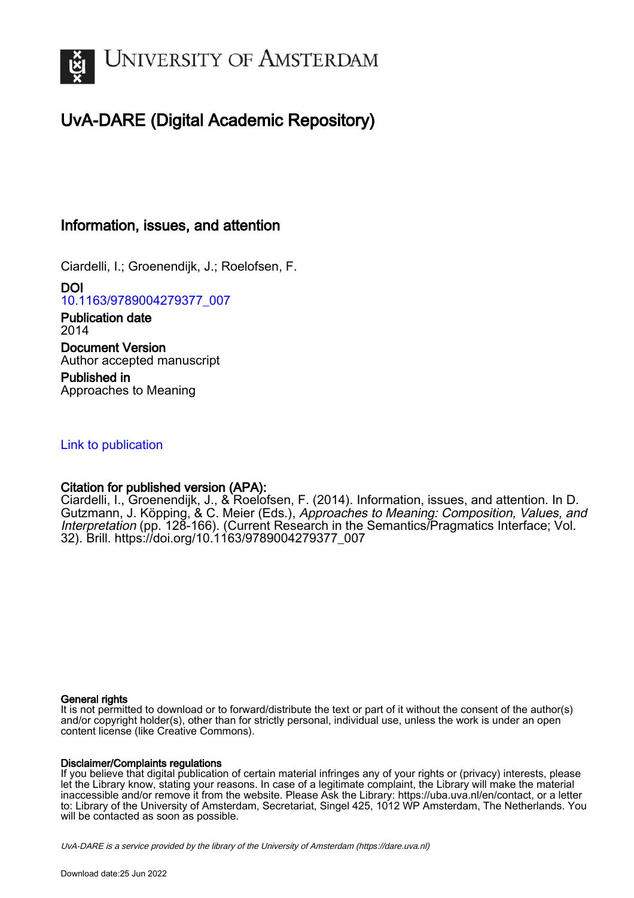# University of Amsterdam

## UvA-DARE (Digital Academic Repository)

### Information, issues, and attention

Ciardelli, I.; Groenendijk, J.; Roelofsen, F.

**DOI**
10.1163/9789004279377_007

**Publication date**
2014

**Document Version**
Author accepted manuscript

**Published in**
Approaches to Meaning

Link to publication

**Citation for published version (APA):**
Ciardelli, I., Groenendijk, J., & Roelofsen, F. (2014). Information, issues, and attention. In D. Gutzmann, J. Köpping, & C. Meier (Eds.), *Approaches to Meaning: Composition, Values, and Interpretation* (pp. 128-166). (Current Research in the Semantics/Pragmatics Interface; Vol. 32). Brill. https://doi.org/10.1163/9789004279377_007

**General rights**
It is not permitted to download or to forward/distribute the text or part of it without the consent of the author(s) and/or copyright holder(s), other than for strictly personal, individual use, unless the work is under an open content license (like Creative Commons).

**Disclaimer/Complaints regulations**
If you believe that digital publication of certain material infringes any of your rights or (privacy) interests, please let the Library know, stating your reasons. In case of a legitimate complaint, the Library will make the material inaccessible and/or remove it from the website. Please Ask the Library: https://uba.uva.nl/en/contact, or a letter to: Library of the University of Amsterdam, Secretariat, Singel 425, 1012 WP Amsterdam, The Netherlands. You will be contacted as soon as possible.

*UvA-DARE is a service provided by the library of the University of Amsterdam (https://dare.uva.nl)*

Download date:25 Jun 2022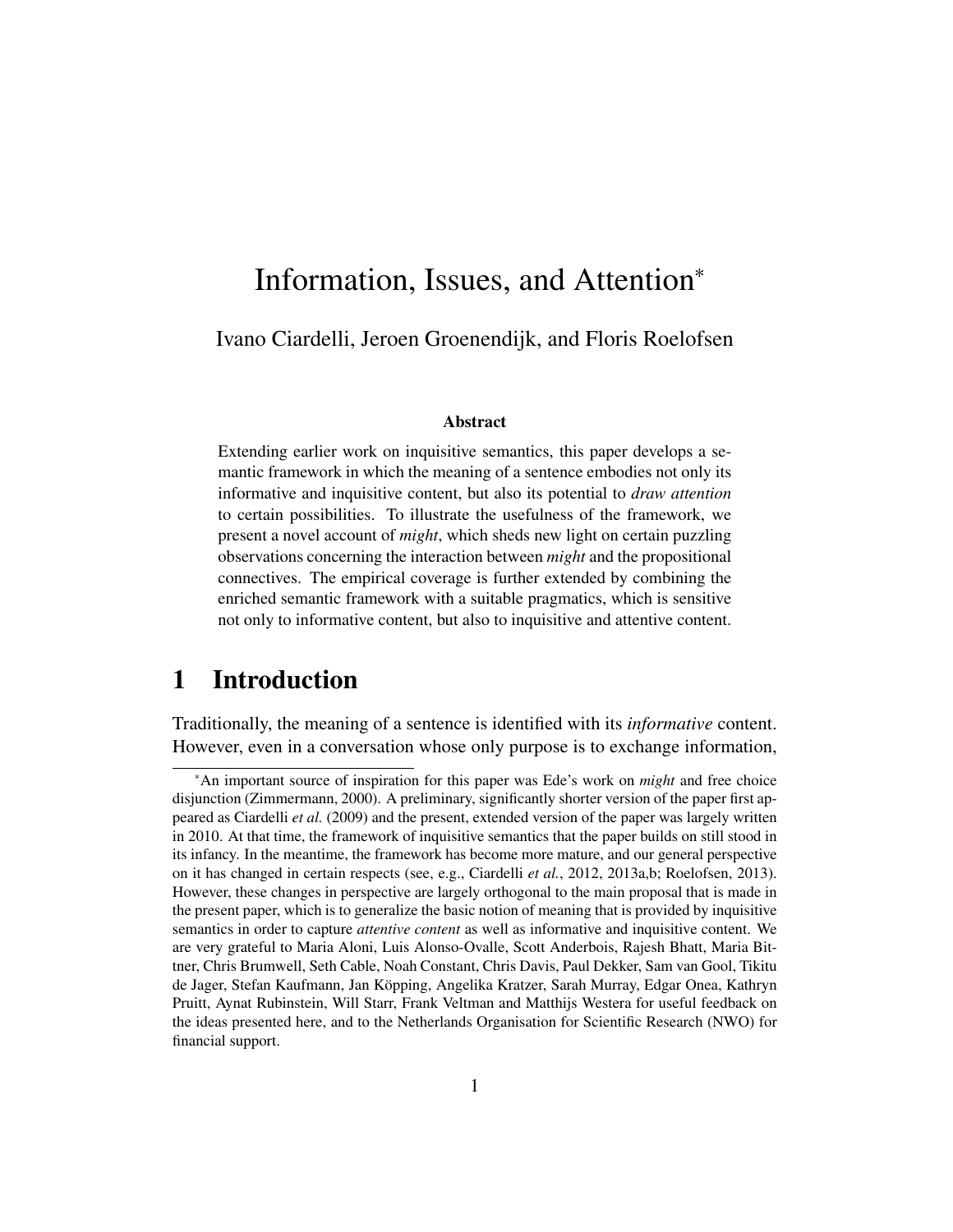# Information, Issues, and Attention*

Ivano Ciardelli, Jeroen Groenendijk, and Floris Roelofsen

### Abstract

Extending earlier work on inquisitive semantics, this paper develops a semantic framework in which the meaning of a sentence embodies not only its informative and inquisitive content, but also its potential to *draw attention* to certain possibilities. To illustrate the usefulness of the framework, we present a novel account of *might*, which sheds new light on certain puzzling observations concerning the interaction between *might* and the propositional connectives. The empirical coverage is further extended by combining the enriched semantic framework with a suitable pragmatics, which is sensitive not only to informative content, but also to inquisitive and attentive content.

## 1 Introduction

Traditionally, the meaning of a sentence is identified with its *informative* content. However, even in a conversation whose only purpose is to exchange information,

*An important source of inspiration for this paper was Ede's work on *might* and free choice disjunction (Zimmermann, 2000). A preliminary, significantly shorter version of the paper first appeared as Ciardelli *et al.* (2009) and the present, extended version of the paper was largely written in 2010. At that time, the framework of inquisitive semantics that the paper builds on still stood in its infancy. In the meantime, the framework has become more mature, and our general perspective on it has changed in certain respects (see, e.g., Ciardelli *et al.*, 2012, 2013a,b; Roelofsen, 2013). However, these changes in perspective are largely orthogonal to the main proposal that is made in the present paper, which is to generalize the basic notion of meaning that is provided by inquisitive semantics in order to capture *attentive content* as well as informative and inquisitive content. We are very grateful to Maria Aloni, Luis Alonso-Ovalle, Scott Anderbois, Rajesh Bhatt, Maria Bittner, Chris Brumwell, Seth Cable, Noah Constant, Chris Davis, Paul Dekker, Sam van Gool, Tikitu de Jager, Stefan Kaufmann, Jan Köpping, Angelika Kratzer, Sarah Murray, Edgar Onea, Kathryn Pruitt, Aynat Rubinstein, Will Starr, Frank Veltman and Matthijs Westera for useful feedback on the ideas presented here, and to the Netherlands Organisation for Scientific Research (NWO) for financial support.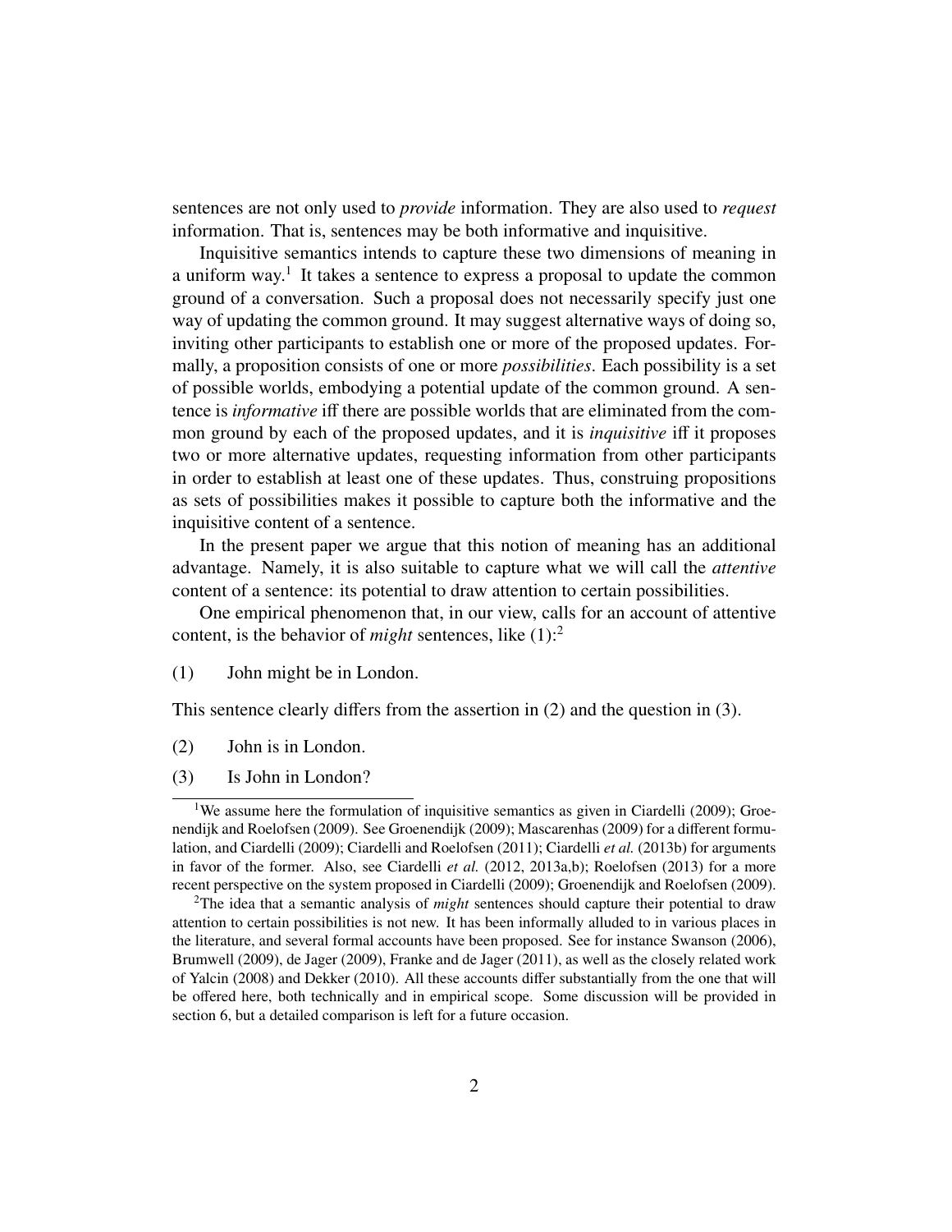sentences are not only used to *provide* information. They are also used to *request* information. That is, sentences may be both informative and inquisitive.

Inquisitive semantics intends to capture these two dimensions of meaning in a uniform way.[1] It takes a sentence to express a proposal to update the common ground of a conversation. Such a proposal does not necessarily specify just one way of updating the common ground. It may suggest alternative ways of doing so, inviting other participants to establish one or more of the proposed updates. Formally, a proposition consists of one or more *possibilities*. Each possibility is a set of possible worlds, embodying a potential update of the common ground. A sentence is *informative* iff there are possible worlds that are eliminated from the common ground by each of the proposed updates, and it is *inquisitive* iff it proposes two or more alternative updates, requesting information from other participants in order to establish at least one of these updates. Thus, construing propositions as sets of possibilities makes it possible to capture both the informative and the inquisitive content of a sentence.

In the present paper we argue that this notion of meaning has an additional advantage. Namely, it is also suitable to capture what we will call the *attentive* content of a sentence: its potential to draw attention to certain possibilities.

One empirical phenomenon that, in our view, calls for an account of attentive content, is the behavior of *might* sentences, like (1):[2]

(1) John might be in London.

This sentence clearly differs from the assertion in (2) and the question in (3).

(2) John is in London.

(3) Is John in London?

[1]We assume here the formulation of inquisitive semantics as given in Ciardelli (2009); Groenendijk and Roelofsen (2009). See Groenendijk (2009); Mascarenhas (2009) for a different formulation, and Ciardelli (2009); Ciardelli and Roelofsen (2011); Ciardelli *et al.* (2013b) for arguments in favor of the former. Also, see Ciardelli *et al.* (2012, 2013a,b); Roelofsen (2013) for a more recent perspective on the system proposed in Ciardelli (2009); Groenendijk and Roelofsen (2009).

[2]The idea that a semantic analysis of *might* sentences should capture their potential to draw attention to certain possibilities is not new. It has been informally alluded to in various places in the literature, and several formal accounts have been proposed. See for instance Swanson (2006), Brumwell (2009), de Jager (2009), Franke and de Jager (2011), as well as the closely related work of Yalcin (2008) and Dekker (2010). All these accounts differ substantially from the one that will be offered here, both technically and in empirical scope. Some discussion will be provided in section 6, but a detailed comparison is left for a future occasion.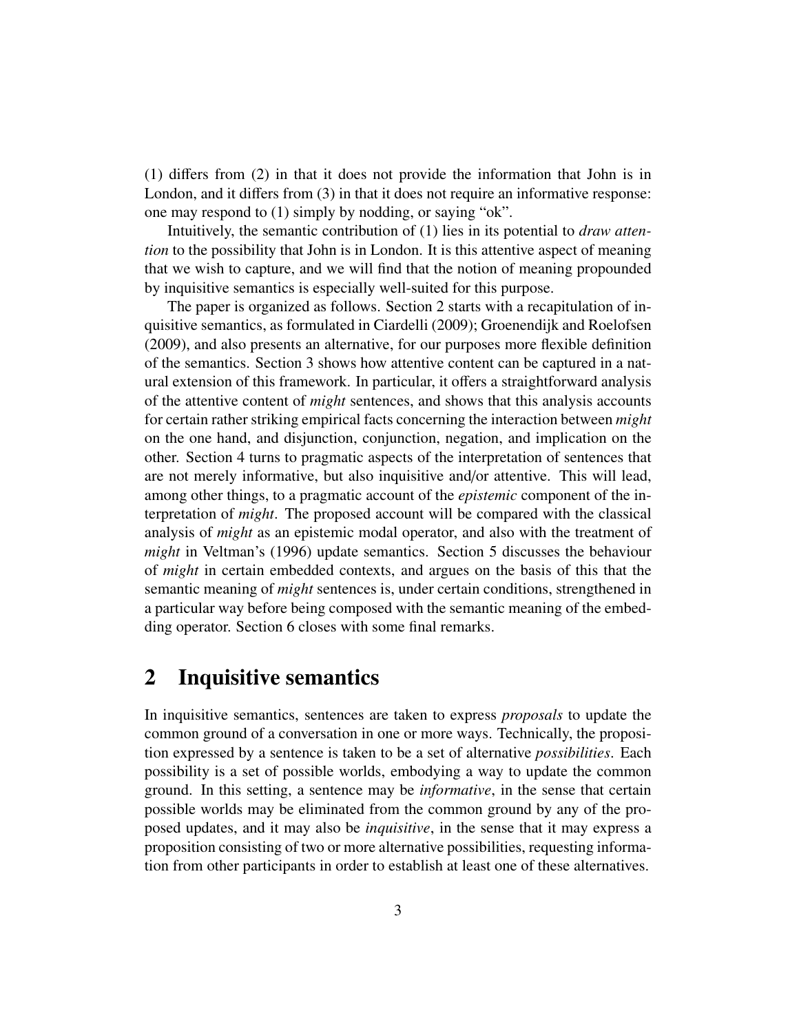(1) differs from (2) in that it does not provide the information that John is in London, and it differs from (3) in that it does not require an informative response: one may respond to (1) simply by nodding, or saying "ok".

Intuitively, the semantic contribution of (1) lies in its potential to *draw attention* to the possibility that John is in London. It is this attentive aspect of meaning that we wish to capture, and we will find that the notion of meaning propounded by inquisitive semantics is especially well-suited for this purpose.

The paper is organized as follows. Section 2 starts with a recapitulation of inquisitive semantics, as formulated in Ciardelli (2009); Groenendijk and Roelofsen (2009), and also presents an alternative, for our purposes more flexible definition of the semantics. Section 3 shows how attentive content can be captured in a natural extension of this framework. In particular, it offers a straightforward analysis of the attentive content of *might* sentences, and shows that this analysis accounts for certain rather striking empirical facts concerning the interaction between *might* on the one hand, and disjunction, conjunction, negation, and implication on the other. Section 4 turns to pragmatic aspects of the interpretation of sentences that are not merely informative, but also inquisitive and/or attentive. This will lead, among other things, to a pragmatic account of the *epistemic* component of the interpretation of *might*. The proposed account will be compared with the classical analysis of *might* as an epistemic modal operator, and also with the treatment of *might* in Veltman's (1996) update semantics. Section 5 discusses the behaviour of *might* in certain embedded contexts, and argues on the basis of this that the semantic meaning of *might* sentences is, under certain conditions, strengthened in a particular way before being composed with the semantic meaning of the embedding operator. Section 6 closes with some final remarks.

## 2 Inquisitive semantics

In inquisitive semantics, sentences are taken to express *proposals* to update the common ground of a conversation in one or more ways. Technically, the proposition expressed by a sentence is taken to be a set of alternative *possibilities*. Each possibility is a set of possible worlds, embodying a way to update the common ground. In this setting, a sentence may be *informative*, in the sense that certain possible worlds may be eliminated from the common ground by any of the proposed updates, and it may also be *inquisitive*, in the sense that it may express a proposition consisting of two or more alternative possibilities, requesting information from other participants in order to establish at least one of these alternatives.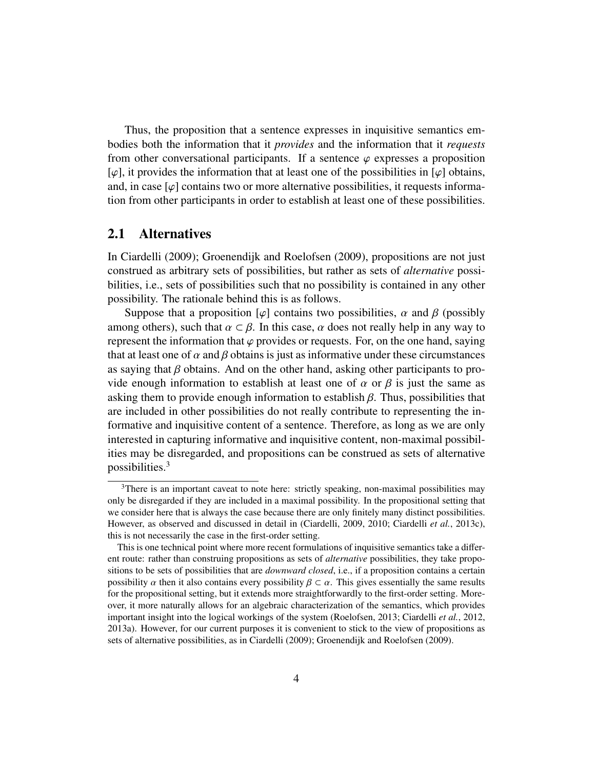Thus, the proposition that a sentence expresses in inquisitive semantics embodies both the information that it *provides* and the information that it *requests* from other conversational participants. If a sentence $\varphi$ expresses a proposition $[\varphi]$, it provides the information that at least one of the possibilities in $[\varphi]$ obtains, and, in case $[\varphi]$ contains two or more alternative possibilities, it requests information from other participants in order to establish at least one of these possibilities.

## 2.1 Alternatives

In Ciardelli (2009); Groenendijk and Roelofsen (2009), propositions are not just construed as arbitrary sets of possibilities, but rather as sets of *alternative* possibilities, i.e., sets of possibilities such that no possibility is contained in any other possibility. The rationale behind this is as follows.

Suppose that a proposition $[\varphi]$ contains two possibilities, $\alpha$ and $\beta$ (possibly among others), such that $\alpha \subset \beta$. In this case, $\alpha$ does not really help in any way to represent the information that $\varphi$ provides or requests. For, on the one hand, saying that at least one of $\alpha$ and $\beta$ obtains is just as informative under these circumstances as saying that $\beta$ obtains. And on the other hand, asking other participants to provide enough information to establish at least one of $\alpha$ or $\beta$ is just the same as asking them to provide enough information to establish $\beta$. Thus, possibilities that are included in other possibilities do not really contribute to representing the informative and inquisitive content of a sentence. Therefore, as long as we are only interested in capturing informative and inquisitive content, non-maximal possibilities may be disregarded, and propositions can be construed as sets of alternative possibilities.[3]

[3]There is an important caveat to note here: strictly speaking, non-maximal possibilities may only be disregarded if they are included in a maximal possibility. In the propositional setting that we consider here that is always the case because there are only finitely many distinct possibilities. However, as observed and discussed in detail in (Ciardelli, 2009, 2010; Ciardelli *et al.*, 2013c), this is not necessarily the case in the first-order setting.

This is one technical point where more recent formulations of inquisitive semantics take a different route: rather than construing propositions as sets of *alternative* possibilities, they take propositions to be sets of possibilities that are *downward closed*, i.e., if a proposition contains a certain possibility $\alpha$ then it also contains every possibility $\beta \subset \alpha$. This gives essentially the same results for the propositional setting, but it extends more straightforwardly to the first-order setting. Moreover, it more naturally allows for an algebraic characterization of the semantics, which provides important insight into the logical workings of the system (Roelofsen, 2013; Ciardelli *et al.*, 2012, 2013a). However, for our current purposes it is convenient to stick to the view of propositions as sets of alternative possibilities, as in Ciardelli (2009); Groenendijk and Roelofsen (2009).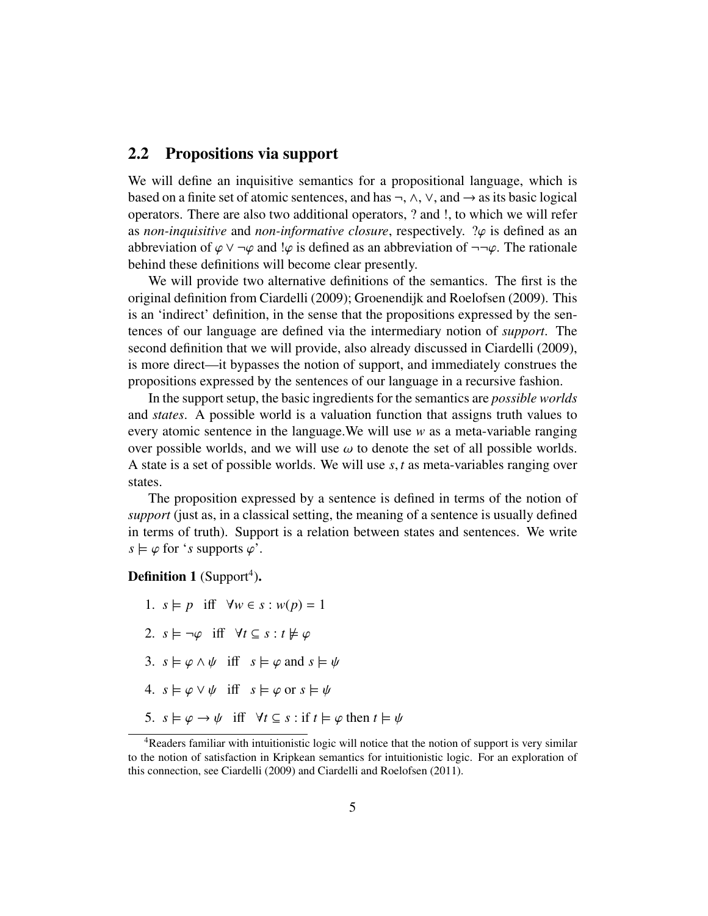## 2.2 Propositions via support

We will define an inquisitive semantics for a propositional language, which is based on a finite set of atomic sentences, and has $\neg$, $\wedge$, $\vee$, and $\rightarrow$ as its basic logical operators. There are also two additional operators, ? and !, to which we will refer as *non-inquisitive* and *non-informative closure*, respectively. $?\varphi$ is defined as an abbreviation of $\varphi \vee \neg\varphi$ and $!\varphi$ is defined as an abbreviation of $\neg\neg\varphi$. The rationale behind these definitions will become clear presently.

We will provide two alternative definitions of the semantics. The first is the original definition from Ciardelli (2009); Groenendijk and Roelofsen (2009). This is an 'indirect' definition, in the sense that the propositions expressed by the sentences of our language are defined via the intermediary notion of *support*. The second definition that we will provide, also already discussed in Ciardelli (2009), is more direct—it bypasses the notion of support, and immediately construes the propositions expressed by the sentences of our language in a recursive fashion.

In the support setup, the basic ingredients for the semantics are *possible worlds* and *states*. A possible world is a valuation function that assigns truth values to every atomic sentence in the language.We will use $w$ as a meta-variable ranging over possible worlds, and we will use $\omega$ to denote the set of all possible worlds. A state is a set of possible worlds. We will use $s, t$ as meta-variables ranging over states.

The proposition expressed by a sentence is defined in terms of the notion of *support* (just as, in a classical setting, the meaning of a sentence is usually defined in terms of truth). Support is a relation between states and sentences. We write $s \models \varphi$ for '$s$ supports $\varphi$'.

**Definition 1** (Support[4]).

1. $s \models p$ iff $\forall w \in s : w(p) = 1$
2. $s \models \neg\varphi$ iff $\forall t \subseteq s : t \not\models \varphi$
3. $s \models \varphi \wedge \psi$ iff $s \models \varphi$ and $s \models \psi$
4. $s \models \varphi \vee \psi$ iff $s \models \varphi$ or $s \models \psi$
5. $s \models \varphi \rightarrow \psi$ iff $\forall t \subseteq s :$ if $t \models \varphi$ then $t \models \psi$

[4]Readers familiar with intuitionistic logic will notice that the notion of support is very similar to the notion of satisfaction in Kripkean semantics for intuitionistic logic. For an exploration of this connection, see Ciardelli (2009) and Ciardelli and Roelofsen (2011).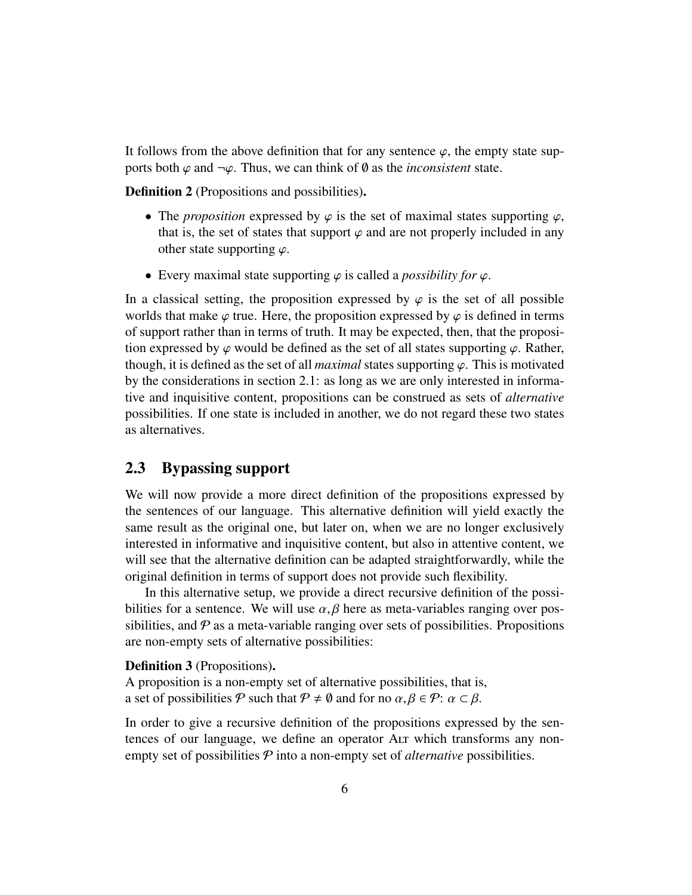It follows from the above definition that for any sentence $\varphi$, the empty state supports both $\varphi$ and $\neg\varphi$. Thus, we can think of $\emptyset$ as the *inconsistent* state.

**Definition 2** (Propositions and possibilities)**.**

- The *proposition* expressed by $\varphi$ is the set of maximal states supporting $\varphi$, that is, the set of states that support $\varphi$ and are not properly included in any other state supporting $\varphi$.
- Every maximal state supporting $\varphi$ is called a *possibility for* $\varphi$.

In a classical setting, the proposition expressed by $\varphi$ is the set of all possible worlds that make $\varphi$ true. Here, the proposition expressed by $\varphi$ is defined in terms of support rather than in terms of truth. It may be expected, then, that the proposition expressed by $\varphi$ would be defined as the set of all states supporting $\varphi$. Rather, though, it is defined as the set of all *maximal* states supporting $\varphi$. This is motivated by the considerations in section 2.1: as long as we are only interested in informative and inquisitive content, propositions can be construed as sets of *alternative* possibilities. If one state is included in another, we do not regard these two states as alternatives.

## 2.3 Bypassing support

We will now provide a more direct definition of the propositions expressed by the sentences of our language. This alternative definition will yield exactly the same result as the original one, but later on, when we are no longer exclusively interested in informative and inquisitive content, but also in attentive content, we will see that the alternative definition can be adapted straightforwardly, while the original definition in terms of support does not provide such flexibility.

In this alternative setup, we provide a direct recursive definition of the possibilities for a sentence. We will use $\alpha, \beta$ here as meta-variables ranging over possibilities, and $\mathcal{P}$ as a meta-variable ranging over sets of possibilities. Propositions are non-empty sets of alternative possibilities:

**Definition 3** (Propositions)**.**
A proposition is a non-empty set of alternative possibilities, that is,
a set of possibilities $\mathcal{P}$ such that $\mathcal{P} \neq \emptyset$ and for no $\alpha, \beta \in \mathcal{P}$: $\alpha \subset \beta$.

In order to give a recursive definition of the propositions expressed by the sentences of our language, we define an operator ALT which transforms any non-empty set of possibilities $\mathcal{P}$ into a non-empty set of *alternative* possibilities.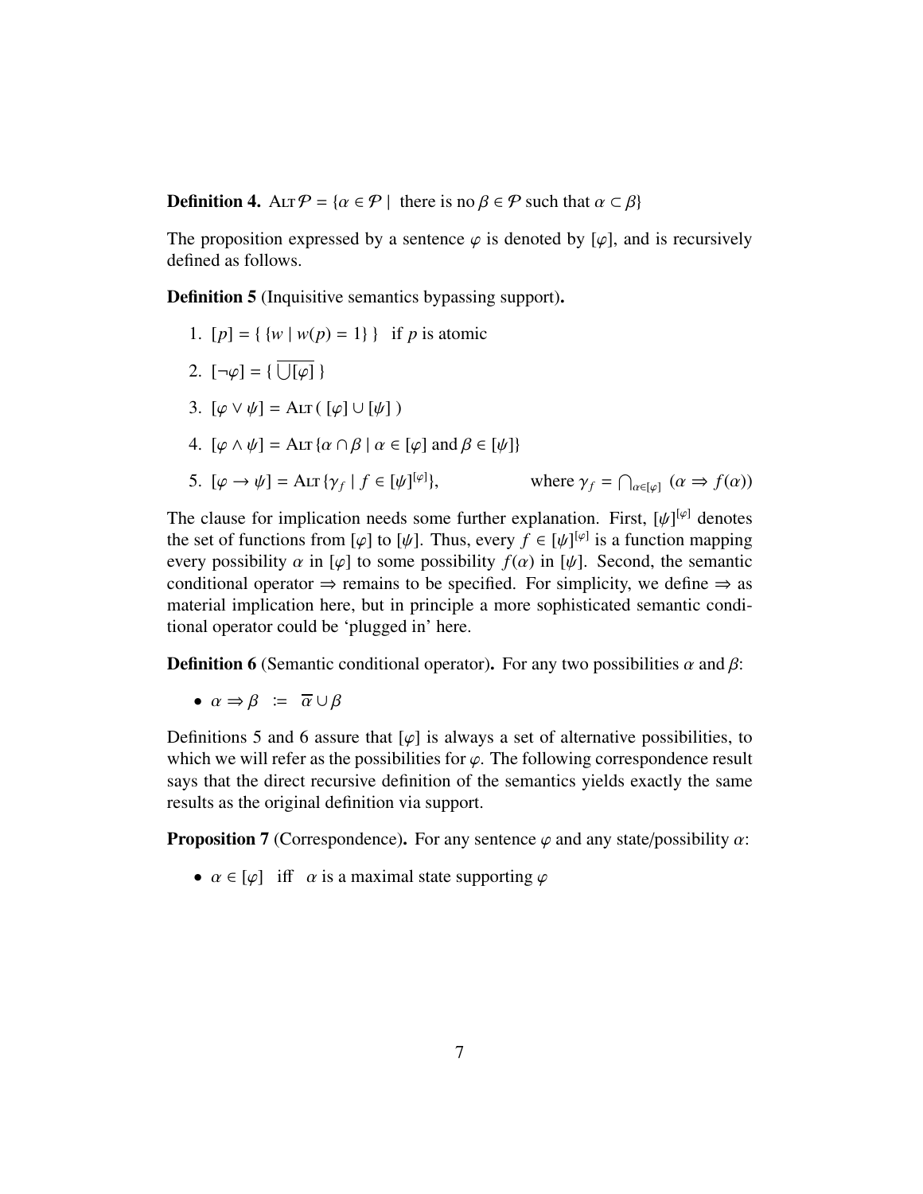**Definition 4.** $\textsc{Alt}\,\mathcal{P} = \{\alpha \in \mathcal{P} \mid$ there is no $\beta \in \mathcal{P}$ such that $\alpha \subset \beta\}$

The proposition expressed by a sentence $\varphi$ is denoted by $[\varphi]$, and is recursively defined as follows.

**Definition 5** (Inquisitive semantics bypassing support)**.**

1. $[p] = \{\, \{w \mid w(p) = 1\}\, \}$ if $p$ is atomic
2. $[\neg\varphi] = \{\, \overline{\bigcup[\varphi]}\, \}$
3. $[\varphi \vee \psi] = \textsc{Alt}\,(\, [\varphi] \cup [\psi]\, )$
4. $[\varphi \wedge \psi] = \textsc{Alt}\,\{\alpha \cap \beta \mid \alpha \in [\varphi] \text{ and } \beta \in [\psi]\}$
5. $[\varphi \to \psi] = \textsc{Alt}\,\{\gamma_f \mid f \in [\psi]^{[\varphi]}\}$, where $\gamma_f = \bigcap_{\alpha\in[\varphi]} (\alpha \Rightarrow f(\alpha))$

The clause for implication needs some further explanation. First, $[\psi]^{[\varphi]}$ denotes the set of functions from $[\varphi]$ to $[\psi]$. Thus, every $f \in [\psi]^{[\varphi]}$ is a function mapping every possibility $\alpha$ in $[\varphi]$ to some possibility $f(\alpha)$ in $[\psi]$. Second, the semantic conditional operator $\Rightarrow$ remains to be specified. For simplicity, we define $\Rightarrow$ as material implication here, but in principle a more sophisticated semantic conditional operator could be 'plugged in' here.

**Definition 6** (Semantic conditional operator)**.** For any two possibilities $\alpha$ and $\beta$:

- $\alpha \Rightarrow \beta \;\coloneqq\; \overline{\alpha} \cup \beta$

Definitions 5 and 6 assure that $[\varphi]$ is always a set of alternative possibilities, to which we will refer as the possibilities for $\varphi$. The following correspondence result says that the direct recursive definition of the semantics yields exactly the same results as the original definition via support.

**Proposition 7** (Correspondence)**.** For any sentence $\varphi$ and any state/possibility $\alpha$:

- $\alpha \in [\varphi]$ iff $\alpha$ is a maximal state supporting $\varphi$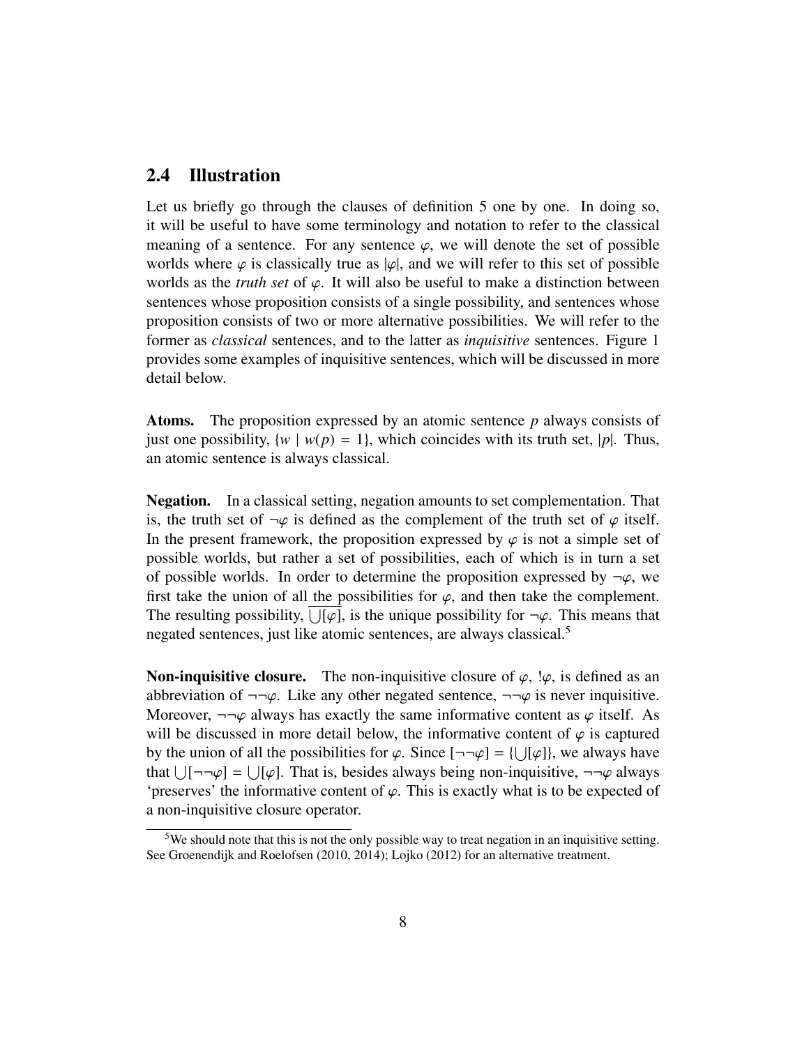## 2.4 Illustration

Let us briefly go through the clauses of definition 5 one by one. In doing so, it will be useful to have some terminology and notation to refer to the classical meaning of a sentence. For any sentence $\varphi$, we will denote the set of possible worlds where $\varphi$ is classically true as $|\varphi|$, and we will refer to this set of possible worlds as the *truth set* of $\varphi$. It will also be useful to make a distinction between sentences whose proposition consists of a single possibility, and sentences whose proposition consists of two or more alternative possibilities. We will refer to the former as *classical* sentences, and to the latter as *inquisitive* sentences. Figure 1 provides some examples of inquisitive sentences, which will be discussed in more detail below.

**Atoms.** The proposition expressed by an atomic sentence $p$ always consists of just one possibility, $\{w \mid w(p) = 1\}$, which coincides with its truth set, $|p|$. Thus, an atomic sentence is always classical.

**Negation.** In a classical setting, negation amounts to set complementation. That is, the truth set of $\neg\varphi$ is defined as the complement of the truth set of $\varphi$ itself. In the present framework, the proposition expressed by $\varphi$ is not a simple set of possible worlds, but rather a set of possibilities, each of which is in turn a set of possible worlds. In order to determine the proposition expressed by $\neg\varphi$, we first take the union of all the possibilities for $\varphi$, and then take the complement. The resulting possibility, $\overline{\bigcup[\varphi]}$, is the unique possibility for $\neg\varphi$. This means that negated sentences, just like atomic sentences, are always classical.[5]

**Non-inquisitive closure.** The non-inquisitive closure of $\varphi$, $!\varphi$, is defined as an abbreviation of $\neg\neg\varphi$. Like any other negated sentence, $\neg\neg\varphi$ is never inquisitive. Moreover, $\neg\neg\varphi$ always has exactly the same informative content as $\varphi$ itself. As will be discussed in more detail below, the informative content of $\varphi$ is captured by the union of all the possibilities for $\varphi$. Since $[\neg\neg\varphi] = \{\bigcup[\varphi]\}$, we always have that $\bigcup[\neg\neg\varphi] = \bigcup[\varphi]$. That is, besides always being non-inquisitive, $\neg\neg\varphi$ always 'preserves' the informative content of $\varphi$. This is exactly what is to be expected of a non-inquisitive closure operator.

[5] We should note that this is not the only possible way to treat negation in an inquisitive setting. See Groenendijk and Roelofsen (2010, 2014); Lojko (2012) for an alternative treatment.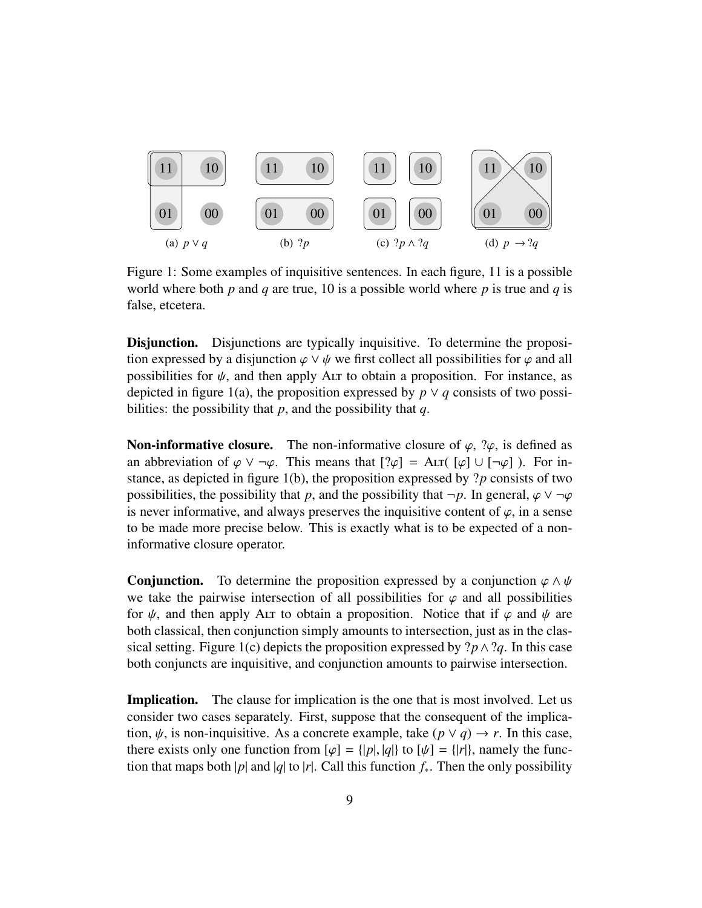11 10 01 00

(a) $p \vee q$

11 10 01 00

(b) $?p$

11 10 01 00

(c) $?p \wedge ?q$

11 10 01 00

(d) $p \rightarrow ?q$

Figure 1: Some examples of inquisitive sentences. In each figure, 11 is a possible world where both $p$ and $q$ are true, 10 is a possible world where $p$ is true and $q$ is false, etcetera.

**Disjunction.** Disjunctions are typically inquisitive. To determine the proposition expressed by a disjunction $\varphi \vee \psi$ we first collect all possibilities for $\varphi$ and all possibilities for $\psi$, and then apply ALT to obtain a proposition. For instance, as depicted in figure 1(a), the proposition expressed by $p \vee q$ consists of two possibilities: the possibility that $p$, and the possibility that $q$.

**Non-informative closure.** The non-informative closure of $\varphi$, $?\varphi$, is defined as an abbreviation of $\varphi \vee \neg\varphi$. This means that $[?\varphi] = \text{ALT}(\ [\varphi] \cup [\neg\varphi]\ )$. For instance, as depicted in figure 1(b), the proposition expressed by $?p$ consists of two possibilities, the possibility that $p$, and the possibility that $\neg p$. In general, $\varphi \vee \neg\varphi$ is never informative, and always preserves the inquisitive content of $\varphi$, in a sense to be made more precise below. This is exactly what is to be expected of a non-informative closure operator.

**Conjunction.** To determine the proposition expressed by a conjunction $\varphi \wedge \psi$ we take the pairwise intersection of all possibilities for $\varphi$ and all possibilities for $\psi$, and then apply ALT to obtain a proposition. Notice that if $\varphi$ and $\psi$ are both classical, then conjunction simply amounts to intersection, just as in the classical setting. Figure 1(c) depicts the proposition expressed by $?p \wedge ?q$. In this case both conjuncts are inquisitive, and conjunction amounts to pairwise intersection.

**Implication.** The clause for implication is the one that is most involved. Let us consider two cases separately. First, suppose that the consequent of the implication, $\psi$, is non-inquisitive. As a concrete example, take $(p \vee q) \rightarrow r$. In this case, there exists only one function from $[\varphi] = \{|p|, |q|\}$ to $[\psi] = \{|r|\}$, namely the function that maps both $|p|$ and $|q|$ to $|r|$. Call this function $f_*$. Then the only possibility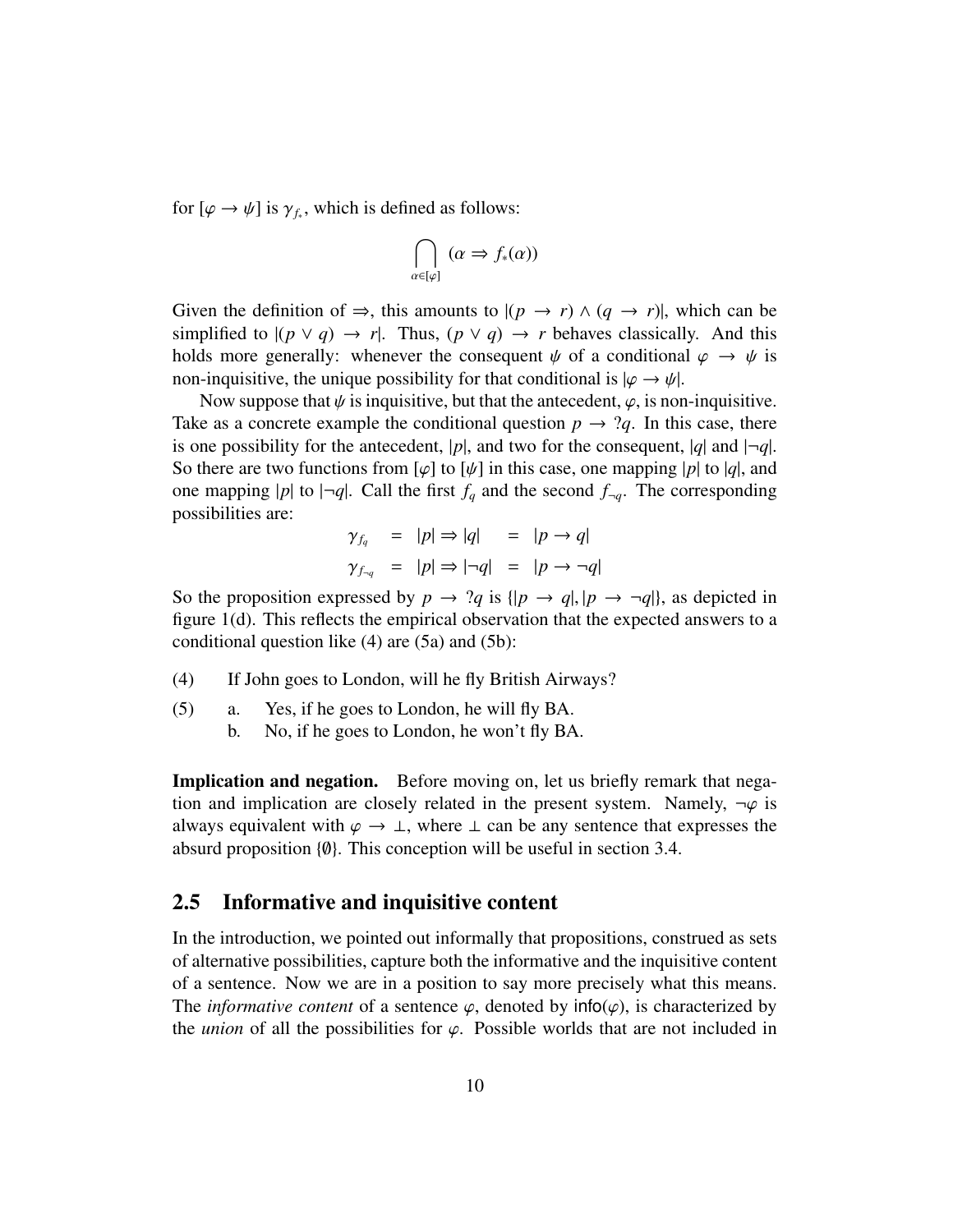for $[\varphi \rightarrow \psi]$ is $\gamma_{f_*}$, which is defined as follows:

$$\bigcap_{\alpha \in [\varphi]} (\alpha \Rightarrow f_*(\alpha))$$

Given the definition of $\Rightarrow$, this amounts to $|(p \rightarrow r) \wedge (q \rightarrow r)|$, which can be simplified to $|(p \vee q) \rightarrow r|$. Thus, $(p \vee q) \rightarrow r$ behaves classically. And this holds more generally: whenever the consequent $\psi$ of a conditional $\varphi \rightarrow \psi$ is non-inquisitive, the unique possibility for that conditional is $|\varphi \rightarrow \psi|$.

Now suppose that $\psi$ is inquisitive, but that the antecedent, $\varphi$, is non-inquisitive. Take as a concrete example the conditional question $p \rightarrow ?q$. In this case, there is one possibility for the antecedent, $|p|$, and two for the consequent, $|q|$ and $|\neg q|$. So there are two functions from $[\varphi]$ to $[\psi]$ in this case, one mapping $|p|$ to $|q|$, and one mapping $|p|$ to $|\neg q|$. Call the first $f_q$ and the second $f_{\neg q}$. The corresponding possibilities are:

$$\gamma_{f_q} = |p| \Rightarrow |q| = |p \rightarrow q|$$
$$\gamma_{f_{\neg q}} = |p| \Rightarrow |\neg q| = |p \rightarrow \neg q|$$

So the proposition expressed by $p \rightarrow ?q$ is $\{|p \rightarrow q|, |p \rightarrow \neg q|\}$, as depicted in figure 1(d). This reflects the empirical observation that the expected answers to a conditional question like (4) are (5a) and (5b):

(4) If John goes to London, will he fly British Airways?

(5) a. Yes, if he goes to London, he will fly BA.
    b. No, if he goes to London, he won't fly BA.

**Implication and negation.** Before moving on, let us briefly remark that negation and implication are closely related in the present system. Namely, $\neg\varphi$ is always equivalent with $\varphi \rightarrow \bot$, where $\bot$ can be any sentence that expresses the absurd proposition $\{\emptyset\}$. This conception will be useful in section 3.4.

## 2.5 Informative and inquisitive content

In the introduction, we pointed out informally that propositions, construed as sets of alternative possibilities, capture both the informative and the inquisitive content of a sentence. Now we are in a position to say more precisely what this means. The *informative content* of a sentence $\varphi$, denoted by $\mathsf{info}(\varphi)$, is characterized by the *union* of all the possibilities for $\varphi$. Possible worlds that are not included in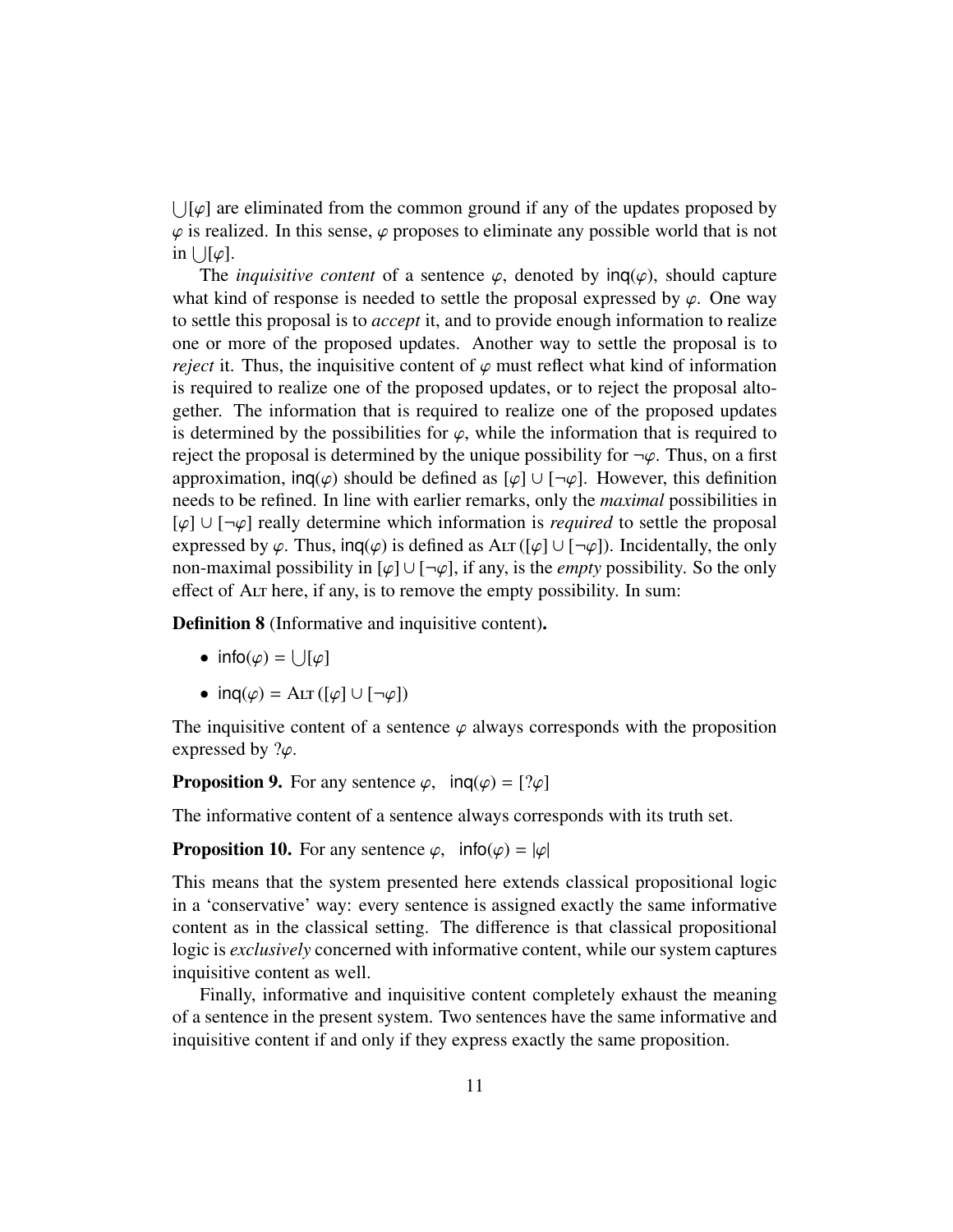$\bigcup[\varphi]$ are eliminated from the common ground if any of the updates proposed by $\varphi$ is realized. In this sense, $\varphi$ proposes to eliminate any possible world that is not in $\bigcup[\varphi]$.

The *inquisitive content* of a sentence $\varphi$, denoted by $\mathsf{inq}(\varphi)$, should capture what kind of response is needed to settle the proposal expressed by $\varphi$. One way to settle this proposal is to *accept* it, and to provide enough information to realize one or more of the proposed updates. Another way to settle the proposal is to *reject* it. Thus, the inquisitive content of $\varphi$ must reflect what kind of information is required to realize one of the proposed updates, or to reject the proposal altogether. The information that is required to realize one of the proposed updates is determined by the possibilities for $\varphi$, while the information that is required to reject the proposal is determined by the unique possibility for $\neg\varphi$. Thus, on a first approximation, $\mathsf{inq}(\varphi)$ should be defined as $[\varphi] \cup [\neg\varphi]$. However, this definition needs to be refined. In line with earlier remarks, only the *maximal* possibilities in $[\varphi] \cup [\neg\varphi]$ really determine which information is *required* to settle the proposal expressed by $\varphi$. Thus, $\mathsf{inq}(\varphi)$ is defined as $\textsc{Alt}([\varphi] \cup [\neg\varphi])$. Incidentally, the only non-maximal possibility in $[\varphi] \cup [\neg\varphi]$, if any, is the *empty* possibility. So the only effect of $\textsc{Alt}$ here, if any, is to remove the empty possibility. In sum:

**Definition 8** (Informative and inquisitive content)**.**

- $\mathsf{info}(\varphi) = \bigcup[\varphi]$
- $\mathsf{inq}(\varphi) = \textsc{Alt}([\varphi] \cup [\neg\varphi])$

The inquisitive content of a sentence $\varphi$ always corresponds with the proposition expressed by $?\varphi$.

**Proposition 9.** For any sentence $\varphi$, $\mathsf{inq}(\varphi) = [?\varphi]$

The informative content of a sentence always corresponds with its truth set.

**Proposition 10.** For any sentence $\varphi$, $\mathsf{info}(\varphi) = |\varphi|$

This means that the system presented here extends classical propositional logic in a 'conservative' way: every sentence is assigned exactly the same informative content as in the classical setting. The difference is that classical propositional logic is *exclusively* concerned with informative content, while our system captures inquisitive content as well.

Finally, informative and inquisitive content completely exhaust the meaning of a sentence in the present system. Two sentences have the same informative and inquisitive content if and only if they express exactly the same proposition.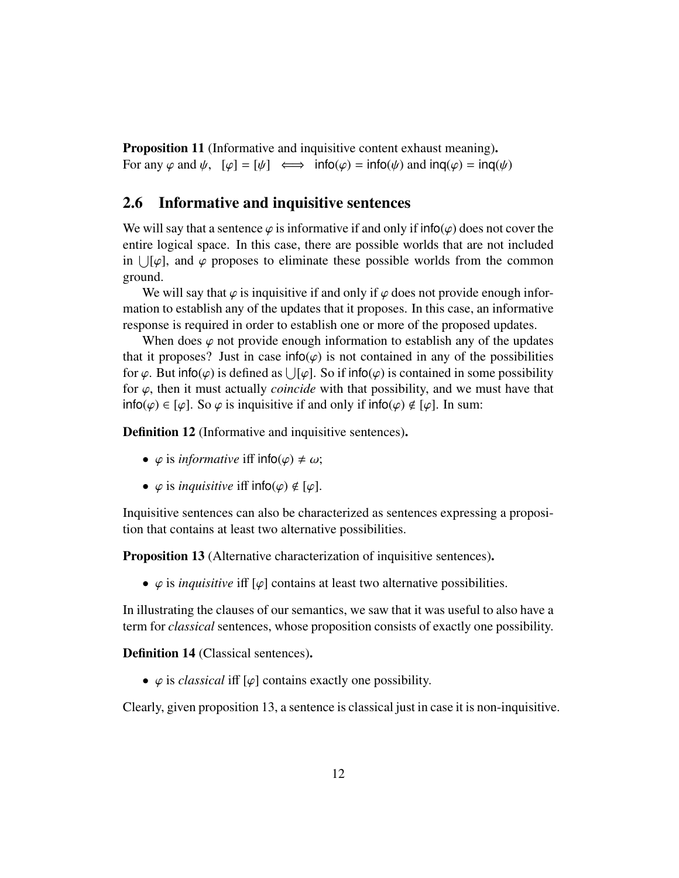**Proposition 11** (Informative and inquisitive content exhaust meaning)**.**
For any $\varphi$ and $\psi$, $[\varphi] = [\psi] \iff \mathsf{info}(\varphi) = \mathsf{info}(\psi)$ and $\mathsf{inq}(\varphi) = \mathsf{inq}(\psi)$

## 2.6 Informative and inquisitive sentences

We will say that a sentence $\varphi$ is informative if and only if $\mathsf{info}(\varphi)$ does not cover the entire logical space. In this case, there are possible worlds that are not included in $\bigcup[\varphi]$, and $\varphi$ proposes to eliminate these possible worlds from the common ground.

We will say that $\varphi$ is inquisitive if and only if $\varphi$ does not provide enough information to establish any of the updates that it proposes. In this case, an informative response is required in order to establish one or more of the proposed updates.

When does $\varphi$ not provide enough information to establish any of the updates that it proposes? Just in case $\mathsf{info}(\varphi)$ is not contained in any of the possibilities for $\varphi$. But $\mathsf{info}(\varphi)$ is defined as $\bigcup[\varphi]$. So if $\mathsf{info}(\varphi)$ is contained in some possibility for $\varphi$, then it must actually *coincide* with that possibility, and we must have that $\mathsf{info}(\varphi) \in [\varphi]$. So $\varphi$ is inquisitive if and only if $\mathsf{info}(\varphi) \notin [\varphi]$. In sum:

**Definition 12** (Informative and inquisitive sentences)**.**

- $\varphi$ is *informative* iff $\mathsf{info}(\varphi) \neq \omega$;
- $\varphi$ is *inquisitive* iff $\mathsf{info}(\varphi) \notin [\varphi]$.

Inquisitive sentences can also be characterized as sentences expressing a proposition that contains at least two alternative possibilities.

**Proposition 13** (Alternative characterization of inquisitive sentences)**.**

- $\varphi$ is *inquisitive* iff $[\varphi]$ contains at least two alternative possibilities.

In illustrating the clauses of our semantics, we saw that it was useful to also have a term for *classical* sentences, whose proposition consists of exactly one possibility.

**Definition 14** (Classical sentences)**.**

- $\varphi$ is *classical* iff $[\varphi]$ contains exactly one possibility.

Clearly, given proposition 13, a sentence is classical just in case it is non-inquisitive.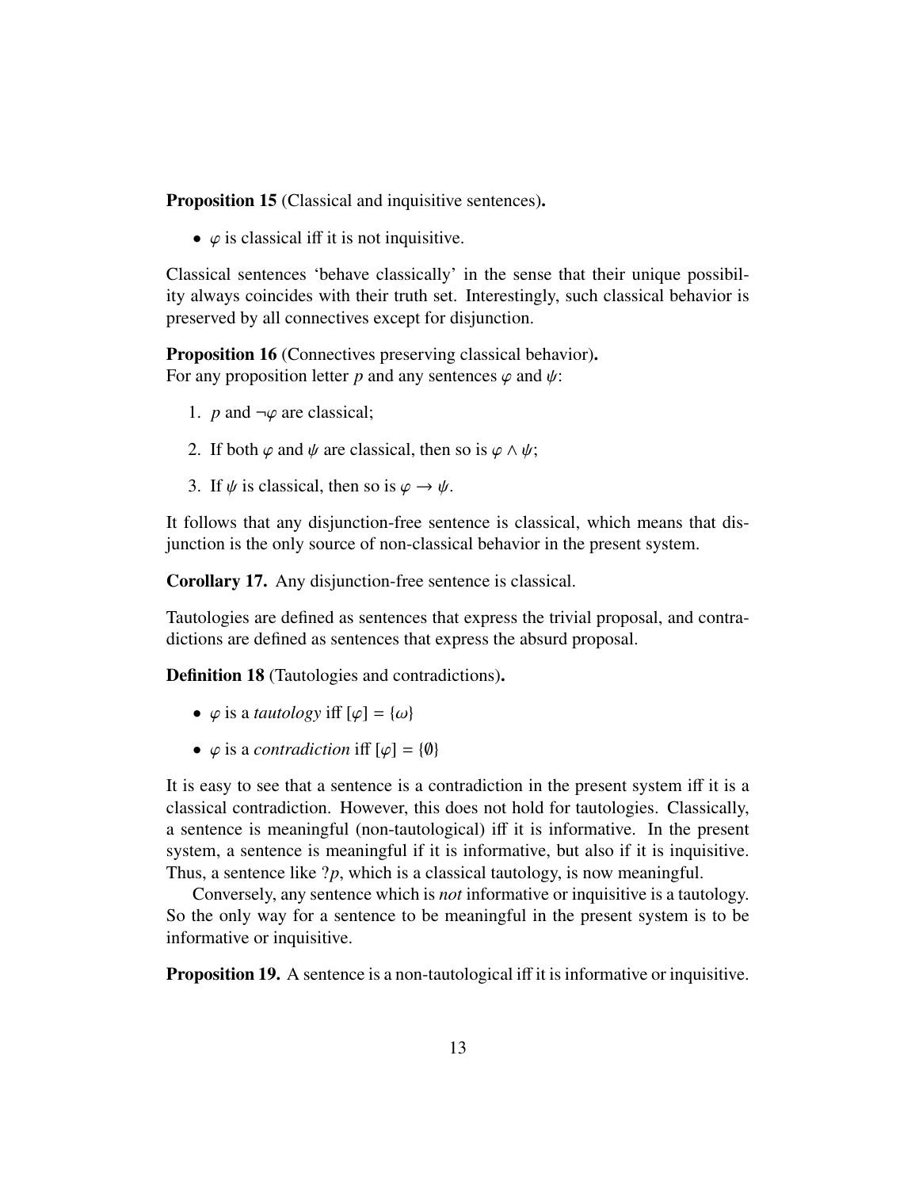**Proposition 15** (Classical and inquisitive sentences)**.**

- $\varphi$ is classical iff it is not inquisitive.

Classical sentences 'behave classically' in the sense that their unique possibility always coincides with their truth set. Interestingly, such classical behavior is preserved by all connectives except for disjunction.

**Proposition 16** (Connectives preserving classical behavior)**.**
For any proposition letter $p$ and any sentences $\varphi$ and $\psi$:

1. $p$ and $\neg\varphi$ are classical;
2. If both $\varphi$ and $\psi$ are classical, then so is $\varphi \wedge \psi$;
3. If $\psi$ is classical, then so is $\varphi \to \psi$.

It follows that any disjunction-free sentence is classical, which means that disjunction is the only source of non-classical behavior in the present system.

**Corollary 17.** Any disjunction-free sentence is classical.

Tautologies are defined as sentences that express the trivial proposal, and contradictions are defined as sentences that express the absurd proposal.

**Definition 18** (Tautologies and contradictions)**.**

- $\varphi$ is a *tautology* iff $[\varphi] = \{\omega\}$
- $\varphi$ is a *contradiction* iff $[\varphi] = \{\emptyset\}$

It is easy to see that a sentence is a contradiction in the present system iff it is a classical contradiction. However, this does not hold for tautologies. Classically, a sentence is meaningful (non-tautological) iff it is informative. In the present system, a sentence is meaningful if it is informative, but also if it is inquisitive. Thus, a sentence like $?p$, which is a classical tautology, is now meaningful.

Conversely, any sentence which is *not* informative or inquisitive is a tautology. So the only way for a sentence to be meaningful in the present system is to be informative or inquisitive.

**Proposition 19.** A sentence is a non-tautological iff it is informative or inquisitive.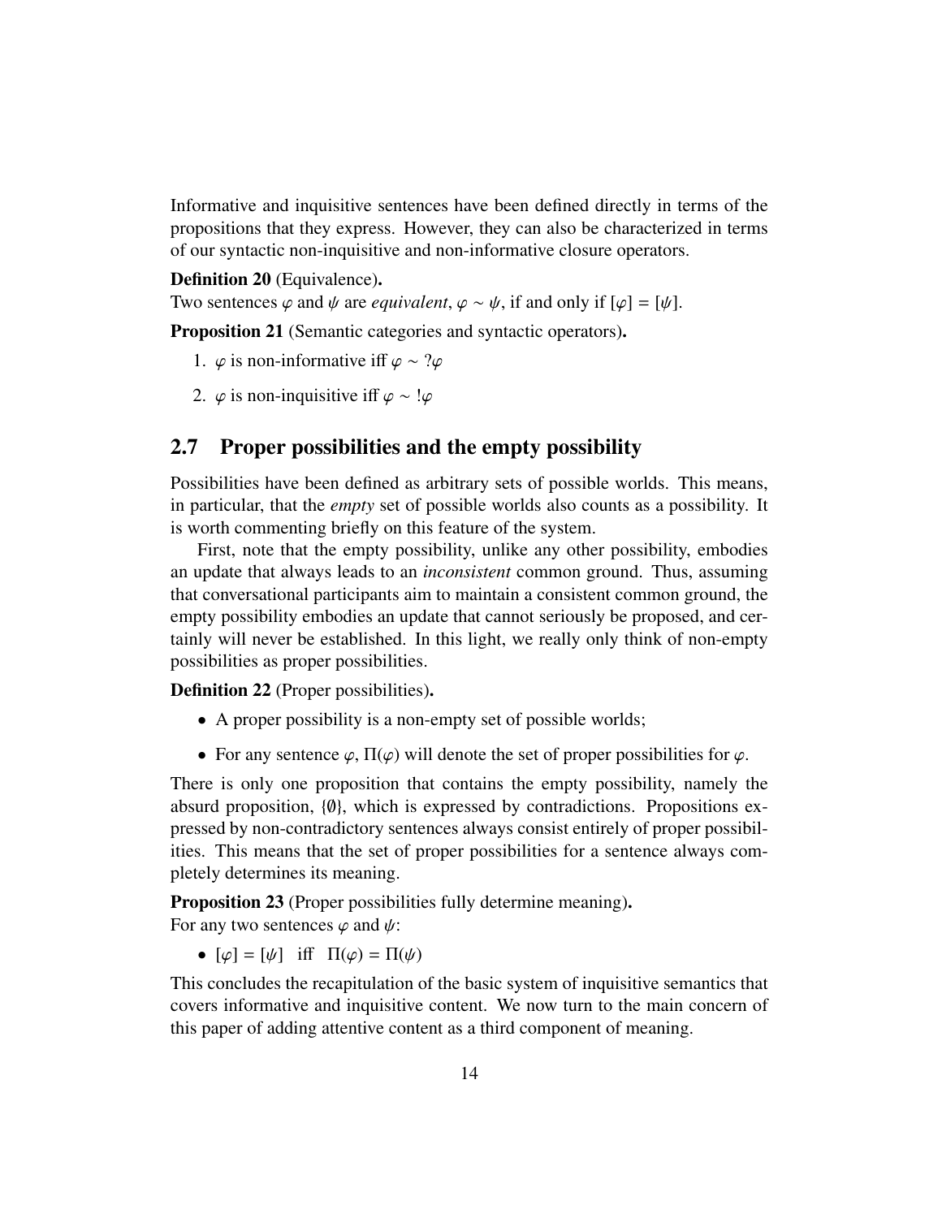Informative and inquisitive sentences have been defined directly in terms of the propositions that they express. However, they can also be characterized in terms of our syntactic non-inquisitive and non-informative closure operators.

**Definition 20** (Equivalence)**.**
Two sentences $\varphi$ and $\psi$ are *equivalent*, $\varphi \sim \psi$, if and only if $[\varphi] = [\psi]$.

**Proposition 21** (Semantic categories and syntactic operators)**.**

1. $\varphi$ is non-informative iff $\varphi \sim ?\varphi$
2. $\varphi$ is non-inquisitive iff $\varphi \sim !\varphi$

## 2.7 Proper possibilities and the empty possibility

Possibilities have been defined as arbitrary sets of possible worlds. This means, in particular, that the *empty* set of possible worlds also counts as a possibility. It is worth commenting briefly on this feature of the system.

First, note that the empty possibility, unlike any other possibility, embodies an update that always leads to an *inconsistent* common ground. Thus, assuming that conversational participants aim to maintain a consistent common ground, the empty possibility embodies an update that cannot seriously be proposed, and certainly will never be established. In this light, we really only think of non-empty possibilities as proper possibilities.

**Definition 22** (Proper possibilities)**.**

- A proper possibility is a non-empty set of possible worlds;
- For any sentence $\varphi$, $\Pi(\varphi)$ will denote the set of proper possibilities for $\varphi$.

There is only one proposition that contains the empty possibility, namely the absurd proposition, $\{\emptyset\}$, which is expressed by contradictions. Propositions expressed by non-contradictory sentences always consist entirely of proper possibilities. This means that the set of proper possibilities for a sentence always completely determines its meaning.

**Proposition 23** (Proper possibilities fully determine meaning)**.**
For any two sentences $\varphi$ and $\psi$:

- $[\varphi] = [\psi]$ iff $\Pi(\varphi) = \Pi(\psi)$

This concludes the recapitulation of the basic system of inquisitive semantics that covers informative and inquisitive content. We now turn to the main concern of this paper of adding attentive content as a third component of meaning.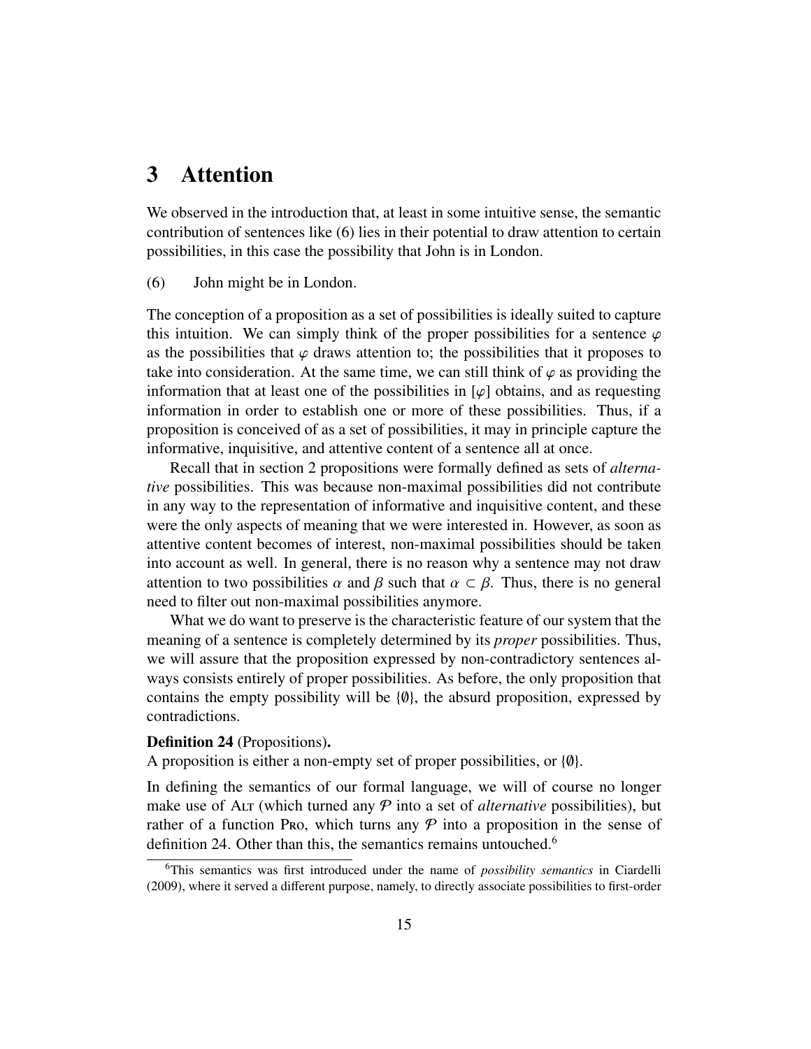# 3 Attention

We observed in the introduction that, at least in some intuitive sense, the semantic contribution of sentences like (6) lies in their potential to draw attention to certain possibilities, in this case the possibility that John is in London.

(6) John might be in London.

The conception of a proposition as a set of possibilities is ideally suited to capture this intuition. We can simply think of the proper possibilities for a sentence $\varphi$ as the possibilities that $\varphi$ draws attention to; the possibilities that it proposes to take into consideration. At the same time, we can still think of $\varphi$ as providing the information that at least one of the possibilities in $[\varphi]$ obtains, and as requesting information in order to establish one or more of these possibilities. Thus, if a proposition is conceived of as a set of possibilities, it may in principle capture the informative, inquisitive, and attentive content of a sentence all at once.

Recall that in section 2 propositions were formally defined as sets of *alternative* possibilities. This was because non-maximal possibilities did not contribute in any way to the representation of informative and inquisitive content, and these were the only aspects of meaning that we were interested in. However, as soon as attentive content becomes of interest, non-maximal possibilities should be taken into account as well. In general, there is no reason why a sentence may not draw attention to two possibilities $\alpha$ and $\beta$ such that $\alpha \subset \beta$. Thus, there is no general need to filter out non-maximal possibilities anymore.

What we do want to preserve is the characteristic feature of our system that the meaning of a sentence is completely determined by its *proper* possibilities. Thus, we will assure that the proposition expressed by non-contradictory sentences always consists entirely of proper possibilities. As before, the only proposition that contains the empty possibility will be $\{\emptyset\}$, the absurd proposition, expressed by contradictions.

**Definition 24** (Propositions)**.**
A proposition is either a non-empty set of proper possibilities, or $\{\emptyset\}$.

In defining the semantics of our formal language, we will of course no longer make use of $\textsc{Alt}$ (which turned any $\mathcal{P}$ into a set of *alternative* possibilities), but rather of a function $\textsc{Pro}$, which turns any $\mathcal{P}$ into a proposition in the sense of definition 24. Other than this, the semantics remains untouched.[6]

[6]This semantics was first introduced under the name of *possibility semantics* in Ciardelli (2009), where it served a different purpose, namely, to directly associate possibilities to first-order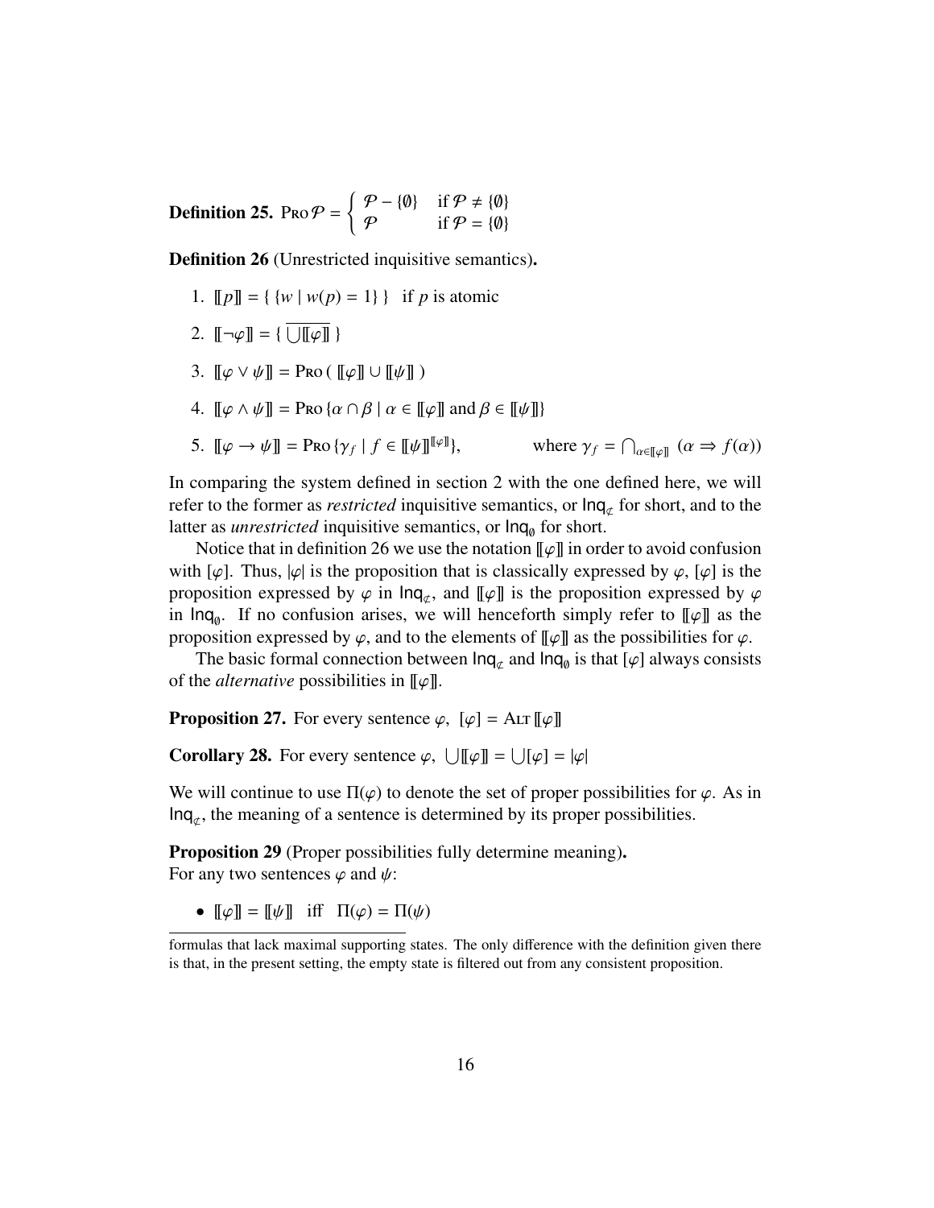**Definition 25.** $\textsc{Pro}\,\mathcal{P} = \begin{cases} \mathcal{P} - \{\emptyset\} & \text{if } \mathcal{P} \neq \{\emptyset\} \\ \mathcal{P} & \text{if } \mathcal{P} = \{\emptyset\} \end{cases}$

**Definition 26** (Unrestricted inquisitive semantics)**.**

1. $[\![p]\!] = \{\, \{w \mid w(p) = 1\}\, \}$ if $p$ is atomic
2. $[\![\neg\varphi]\!] = \{\, \overline{\bigcup[\![\varphi]\!]}\, \}$
3. $[\![\varphi \vee \psi]\!] = \textsc{Pro}\,(\, [\![\varphi]\!] \cup [\![\psi]\!]\, )$
4. $[\![\varphi \wedge \psi]\!] = \textsc{Pro}\,\{\alpha \cap \beta \mid \alpha \in [\![\varphi]\!] \text{ and } \beta \in [\![\psi]\!]\}$
5. $[\![\varphi \to \psi]\!] = \textsc{Pro}\,\{\gamma_f \mid f \in [\![\psi]\!]^{[\![\varphi]\!]}\}$, where $\gamma_f = \bigcap_{\alpha \in [\![\varphi]\!]} (\alpha \Rightarrow f(\alpha))$

In comparing the system defined in section 2 with the one defined here, we will refer to the former as *restricted* inquisitive semantics, or $\mathsf{Inq}_{\not\subset}$ for short, and to the latter as *unrestricted* inquisitive semantics, or $\mathsf{Inq}_{\emptyset}$ for short.

Notice that in definition 26 we use the notation $[\![\varphi]\!]$ in order to avoid confusion with $[\varphi]$. Thus, $|\varphi|$ is the proposition that is classically expressed by $\varphi$, $[\varphi]$ is the proposition expressed by $\varphi$ in $\mathsf{Inq}_{\not\subset}$, and $[\![\varphi]\!]$ is the proposition expressed by $\varphi$ in $\mathsf{Inq}_{\emptyset}$. If no confusion arises, we will henceforth simply refer to $[\![\varphi]\!]$ as the proposition expressed by $\varphi$, and to the elements of $[\![\varphi]\!]$ as the possibilities for $\varphi$.

The basic formal connection between $\mathsf{Inq}_{\not\subset}$ and $\mathsf{Inq}_{\emptyset}$ is that $[\varphi]$ always consists of the *alternative* possibilities in $[\![\varphi]\!]$.

**Proposition 27.** For every sentence $\varphi$, $[\varphi] = \textsc{Alt}\,[\![\varphi]\!]$

**Corollary 28.** For every sentence $\varphi$, $\bigcup[\![\varphi]\!] = \bigcup[\varphi] = |\varphi|$

We will continue to use $\Pi(\varphi)$ to denote the set of proper possibilities for $\varphi$. As in $\mathsf{Inq}_{\not\subset}$, the meaning of a sentence is determined by its proper possibilities.

**Proposition 29** (Proper possibilities fully determine meaning)**.**
For any two sentences $\varphi$ and $\psi$:

- $[\![\varphi]\!] = [\![\psi]\!]$ iff $\Pi(\varphi) = \Pi(\psi)$

---

formulas that lack maximal supporting states. The only difference with the definition given there is that, in the present setting, the empty state is filtered out from any consistent proposition.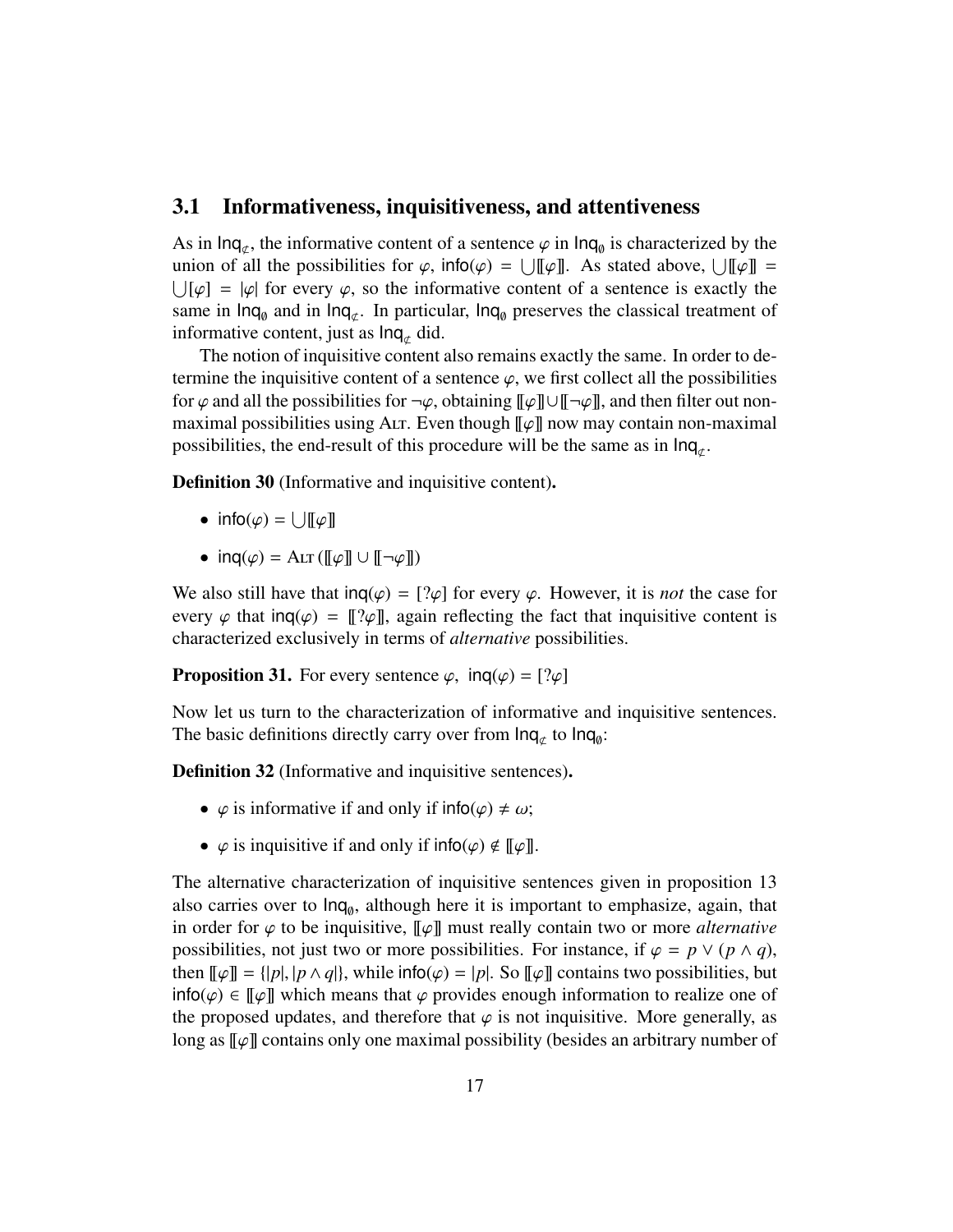## 3.1 Informativeness, inquisitiveness, and attentiveness

As in $\mathsf{Inq}_{\not\subset}$, the informative content of a sentence $\varphi$ in $\mathsf{Inq}_{\emptyset}$ is characterized by the union of all the possibilities for $\varphi$, $\mathsf{info}(\varphi) = \bigcup[\![\varphi]\!]$. As stated above, $\bigcup[\![\varphi]\!] = \bigcup[\varphi] = |\varphi|$ for every $\varphi$, so the informative content of a sentence is exactly the same in $\mathsf{Inq}_{\emptyset}$ and in $\mathsf{Inq}_{\not\subset}$. In particular, $\mathsf{Inq}_{\emptyset}$ preserves the classical treatment of informative content, just as $\mathsf{Inq}_{\not\subset}$ did.

The notion of inquisitive content also remains exactly the same. In order to determine the inquisitive content of a sentence $\varphi$, we first collect all the possibilities for $\varphi$ and all the possibilities for $\neg\varphi$, obtaining $[\![\varphi]\!] \cup [\![\neg\varphi]\!]$, and then filter out non-maximal possibilities using ALT. Even though $[\![\varphi]\!]$ now may contain non-maximal possibilities, the end-result of this procedure will be the same as in $\mathsf{Inq}_{\not\subset}$.

**Definition 30** (Informative and inquisitive content)**.**

- $\mathsf{info}(\varphi) = \bigcup[\![\varphi]\!]$
- $\mathsf{inq}(\varphi) = \textsc{Alt}\,([\![\varphi]\!] \cup [\![\neg\varphi]\!])$

We also still have that $\mathsf{inq}(\varphi) = [?\varphi]$ for every $\varphi$. However, it is *not* the case for every $\varphi$ that $\mathsf{inq}(\varphi) = [\![?\varphi]\!]$, again reflecting the fact that inquisitive content is characterized exclusively in terms of *alternative* possibilities.

**Proposition 31.** For every sentence $\varphi$, $\mathsf{inq}(\varphi) = [?\varphi]$

Now let us turn to the characterization of informative and inquisitive sentences. The basic definitions directly carry over from $\mathsf{Inq}_{\not\subset}$ to $\mathsf{Inq}_{\emptyset}$:

**Definition 32** (Informative and inquisitive sentences)**.**

- $\varphi$ is informative if and only if $\mathsf{info}(\varphi) \neq \omega$;
- $\varphi$ is inquisitive if and only if $\mathsf{info}(\varphi) \notin [\![\varphi]\!]$.

The alternative characterization of inquisitive sentences given in proposition 13 also carries over to $\mathsf{Inq}_{\emptyset}$, although here it is important to emphasize, again, that in order for $\varphi$ to be inquisitive, $[\![\varphi]\!]$ must really contain two or more *alternative* possibilities, not just two or more possibilities. For instance, if $\varphi = p \vee (p \wedge q)$, then $[\![\varphi]\!] = \{|p|, |p \wedge q|\}$, while $\mathsf{info}(\varphi) = |p|$. So $[\![\varphi]\!]$ contains two possibilities, but $\mathsf{info}(\varphi) \in [\![\varphi]\!]$ which means that $\varphi$ provides enough information to realize one of the proposed updates, and therefore that $\varphi$ is not inquisitive. More generally, as long as $[\![\varphi]\!]$ contains only one maximal possibility (besides an arbitrary number of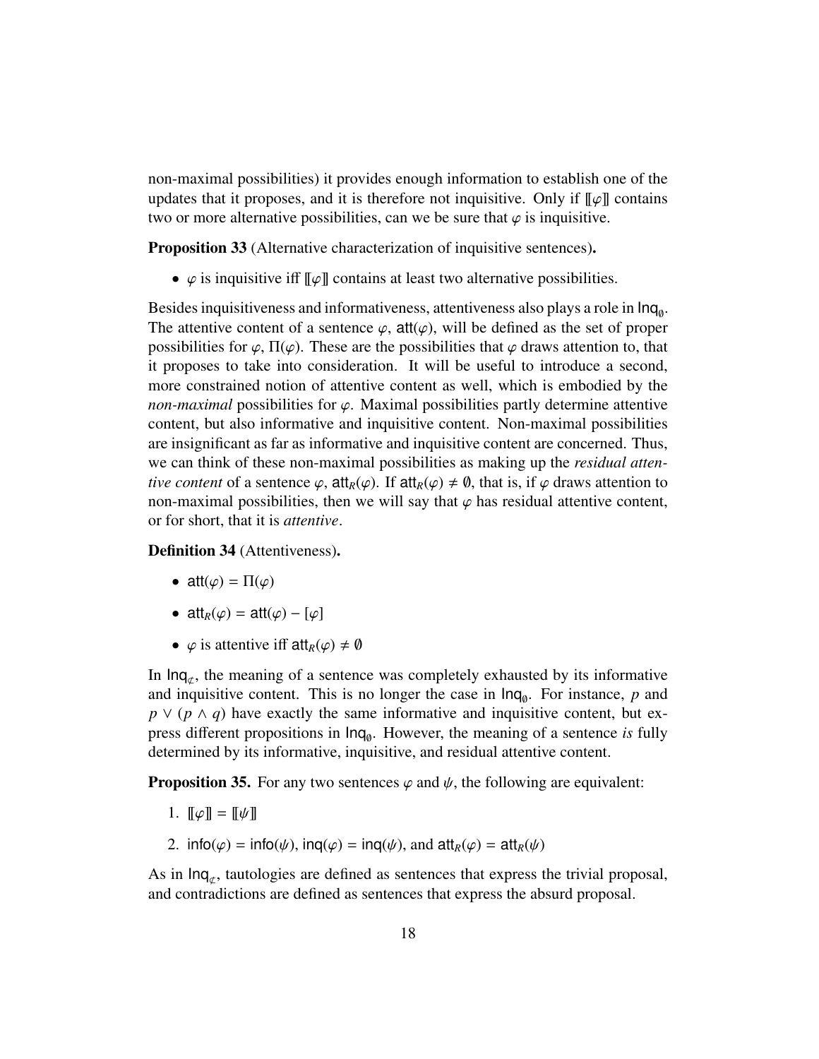non-maximal possibilities) it provides enough information to establish one of the updates that it proposes, and it is therefore not inquisitive. Only if $[\![\varphi]\!]$ contains two or more alternative possibilities, can we be sure that $\varphi$ is inquisitive.

**Proposition 33** (Alternative characterization of inquisitive sentences)**.**

- $\varphi$ is inquisitive iff $[\![\varphi]\!]$ contains at least two alternative possibilities.

Besides inquisitiveness and informativeness, attentiveness also plays a role in $\mathsf{Inq}_{\emptyset}$. The attentive content of a sentence $\varphi$, $\mathsf{att}(\varphi)$, will be defined as the set of proper possibilities for $\varphi$, $\Pi(\varphi)$. These are the possibilities that $\varphi$ draws attention to, that it proposes to take into consideration. It will be useful to introduce a second, more constrained notion of attentive content as well, which is embodied by the *non-maximal* possibilities for $\varphi$. Maximal possibilities partly determine attentive content, but also informative and inquisitive content. Non-maximal possibilities are insignificant as far as informative and inquisitive content are concerned. Thus, we can think of these non-maximal possibilities as making up the *residual attentive content* of a sentence $\varphi$, $\mathsf{att}_R(\varphi)$. If $\mathsf{att}_R(\varphi) \neq \emptyset$, that is, if $\varphi$ draws attention to non-maximal possibilities, then we will say that $\varphi$ has residual attentive content, or for short, that it is *attentive*.

**Definition 34** (Attentiveness)**.**

- $\mathsf{att}(\varphi) = \Pi(\varphi)$
- $\mathsf{att}_R(\varphi) = \mathsf{att}(\varphi) - [\varphi]$
- $\varphi$ is attentive iff $\mathsf{att}_R(\varphi) \neq \emptyset$

In $\mathsf{Inq}_{\not\subset}$, the meaning of a sentence was completely exhausted by its informative and inquisitive content. This is no longer the case in $\mathsf{Inq}_{\emptyset}$. For instance, $p$ and $p \vee (p \wedge q)$ have exactly the same informative and inquisitive content, but express different propositions in $\mathsf{Inq}_{\emptyset}$. However, the meaning of a sentence *is* fully determined by its informative, inquisitive, and residual attentive content.

**Proposition 35.** For any two sentences $\varphi$ and $\psi$, the following are equivalent:

1. $[\![\varphi]\!] = [\![\psi]\!]$
2. $\mathsf{info}(\varphi) = \mathsf{info}(\psi)$, $\mathsf{inq}(\varphi) = \mathsf{inq}(\psi)$, and $\mathsf{att}_R(\varphi) = \mathsf{att}_R(\psi)$

As in $\mathsf{Inq}_{\not\subset}$, tautologies are defined as sentences that express the trivial proposal, and contradictions are defined as sentences that express the absurd proposal.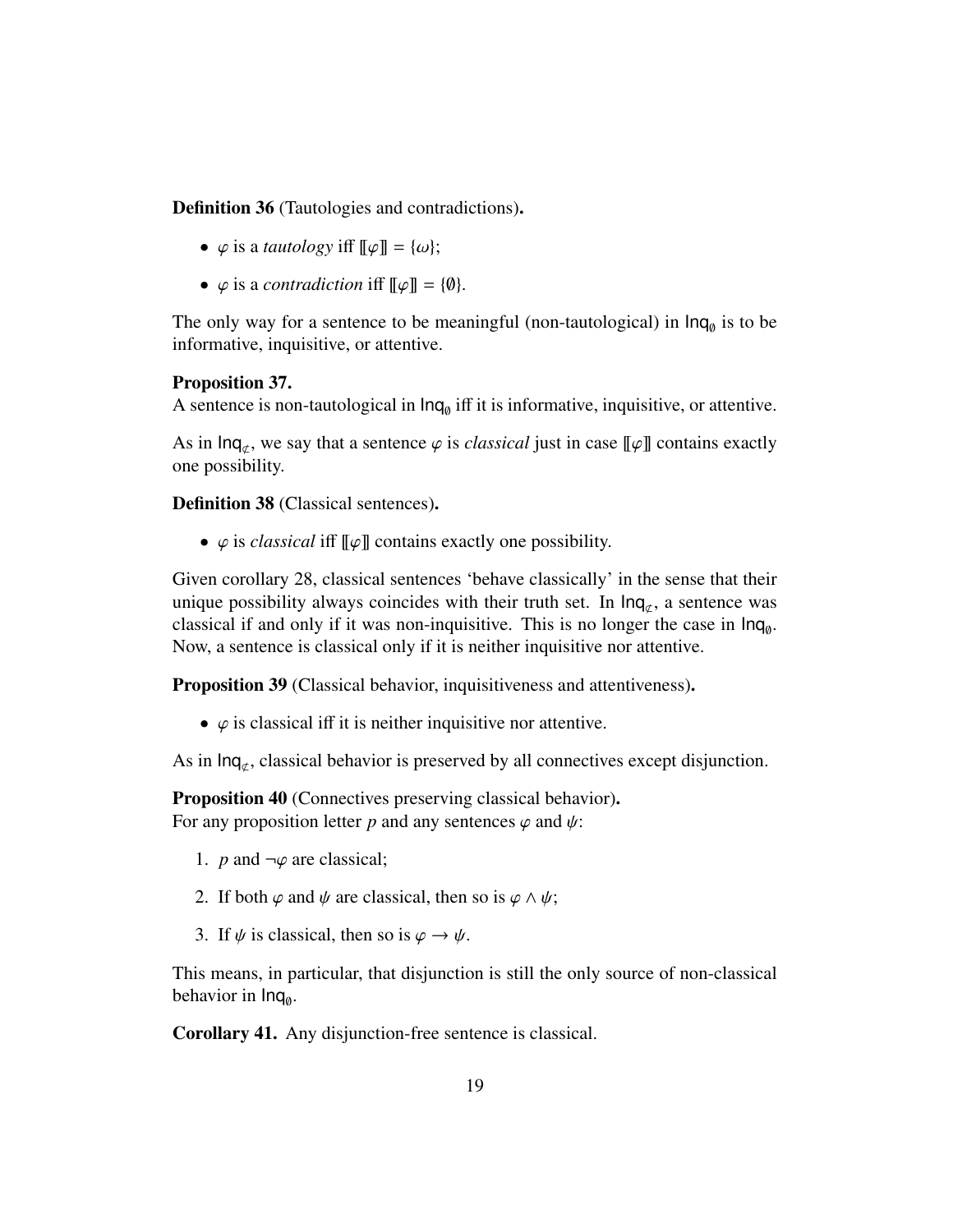**Definition 36** (Tautologies and contradictions)**.**

- $\varphi$ is a *tautology* iff $[\![\varphi]\!] = \{\omega\}$;
- $\varphi$ is a *contradiction* iff $[\![\varphi]\!] = \{\emptyset\}$.

The only way for a sentence to be meaningful (non-tautological) in $\mathsf{Inq}_\emptyset$ is to be informative, inquisitive, or attentive.

**Proposition 37.**
A sentence is non-tautological in $\mathsf{Inq}_\emptyset$ iff it is informative, inquisitive, or attentive.

As in $\mathsf{Inq}_{\not\subset}$, we say that a sentence $\varphi$ is *classical* just in case $[\![\varphi]\!]$ contains exactly one possibility.

**Definition 38** (Classical sentences)**.**

- $\varphi$ is *classical* iff $[\![\varphi]\!]$ contains exactly one possibility.

Given corollary 28, classical sentences 'behave classically' in the sense that their unique possibility always coincides with their truth set. In $\mathsf{Inq}_{\not\subset}$, a sentence was classical if and only if it was non-inquisitive. This is no longer the case in $\mathsf{Inq}_\emptyset$. Now, a sentence is classical only if it is neither inquisitive nor attentive.

**Proposition 39** (Classical behavior, inquisitiveness and attentiveness)**.**

- $\varphi$ is classical iff it is neither inquisitive nor attentive.

As in $\mathsf{Inq}_{\not\subset}$, classical behavior is preserved by all connectives except disjunction.

**Proposition 40** (Connectives preserving classical behavior)**.**
For any proposition letter $p$ and any sentences $\varphi$ and $\psi$:

1. $p$ and $\neg\varphi$ are classical;
2. If both $\varphi$ and $\psi$ are classical, then so is $\varphi \wedge \psi$;
3. If $\psi$ is classical, then so is $\varphi \rightarrow \psi$.

This means, in particular, that disjunction is still the only source of non-classical behavior in $\mathsf{Inq}_\emptyset$.

**Corollary 41.** Any disjunction-free sentence is classical.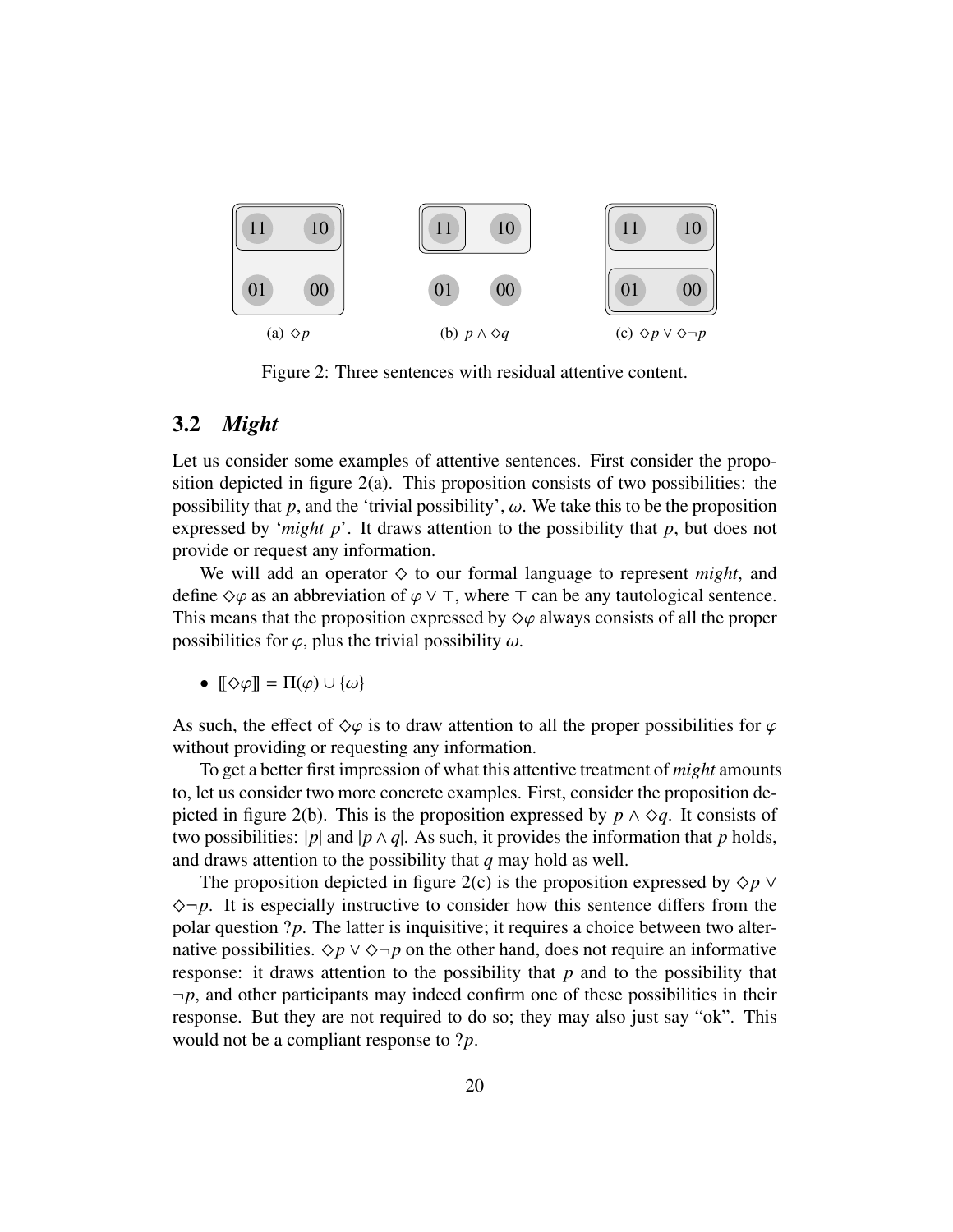(a) $\Diamond p$

(b) $p \wedge \Diamond q$

(c) $\Diamond p \vee \Diamond \neg p$

Figure 2: Three sentences with residual attentive content.

### 3.2 *Might*

Let us consider some examples of attentive sentences. First consider the proposition depicted in figure 2(a). This proposition consists of two possibilities: the possibility that $p$, and the 'trivial possibility', $\omega$. We take this to be the proposition expressed by '*might p*'. It draws attention to the possibility that $p$, but does not provide or request any information.

We will add an operator $\Diamond$ to our formal language to represent *might*, and define $\Diamond\varphi$ as an abbreviation of $\varphi \vee \top$, where $\top$ can be any tautological sentence. This means that the proposition expressed by $\Diamond\varphi$ always consists of all the proper possibilities for $\varphi$, plus the trivial possibility $\omega$.

- $[\![\Diamond\varphi]\!] = \Pi(\varphi) \cup \{\omega\}$

As such, the effect of $\Diamond\varphi$ is to draw attention to all the proper possibilities for $\varphi$ without providing or requesting any information.

To get a better first impression of what this attentive treatment of *might* amounts to, let us consider two more concrete examples. First, consider the proposition depicted in figure 2(b). This is the proposition expressed by $p \wedge \Diamond q$. It consists of two possibilities: $|p|$ and $|p \wedge q|$. As such, it provides the information that $p$ holds, and draws attention to the possibility that $q$ may hold as well.

The proposition depicted in figure 2(c) is the proposition expressed by $\Diamond p \vee \Diamond \neg p$. It is especially instructive to consider how this sentence differs from the polar question $?p$. The latter is inquisitive; it requires a choice between two alternative possibilities. $\Diamond p \vee \Diamond \neg p$ on the other hand, does not require an informative response: it draws attention to the possibility that $p$ and to the possibility that $\neg p$, and other participants may indeed confirm one of these possibilities in their response. But they are not required to do so; they may also just say "ok". This would not be a compliant response to $?p$.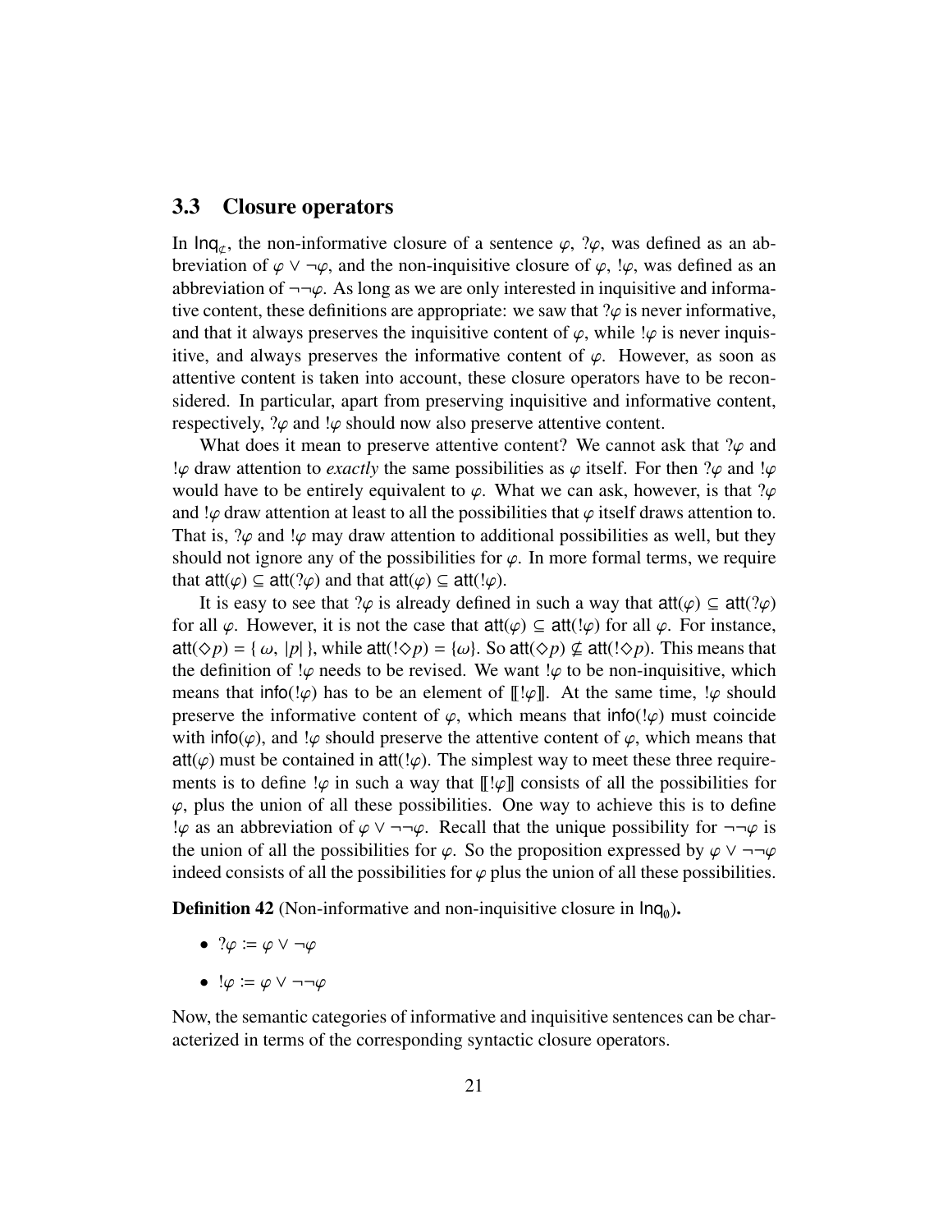## 3.3 Closure operators

In $\mathsf{Inq}_{\not\subset}$, the non-informative closure of a sentence $\varphi$, $?\varphi$, was defined as an abbreviation of $\varphi \vee \neg\varphi$, and the non-inquisitive closure of $\varphi$, $!\varphi$, was defined as an abbreviation of $\neg\neg\varphi$. As long as we are only interested in inquisitive and informative content, these definitions are appropriate: we saw that $?\varphi$ is never informative, and that it always preserves the inquisitive content of $\varphi$, while $!\varphi$ is never inquisitive, and always preserves the informative content of $\varphi$. However, as soon as attentive content is taken into account, these closure operators have to be reconsidered. In particular, apart from preserving inquisitive and informative content, respectively, $?\varphi$ and $!\varphi$ should now also preserve attentive content.

What does it mean to preserve attentive content? We cannot ask that $?\varphi$ and $!\varphi$ draw attention to *exactly* the same possibilities as $\varphi$ itself. For then $?\varphi$ and $!\varphi$ would have to be entirely equivalent to $\varphi$. What we can ask, however, is that $?\varphi$ and $!\varphi$ draw attention at least to all the possibilities that $\varphi$ itself draws attention to. That is, $?\varphi$ and $!\varphi$ may draw attention to additional possibilities as well, but they should not ignore any of the possibilities for $\varphi$. In more formal terms, we require that $\mathsf{att}(\varphi) \subseteq \mathsf{att}(?\varphi)$ and that $\mathsf{att}(\varphi) \subseteq \mathsf{att}(!\varphi)$.

It is easy to see that $?\varphi$ is already defined in such a way that $\mathsf{att}(\varphi) \subseteq \mathsf{att}(?\varphi)$ for all $\varphi$. However, it is not the case that $\mathsf{att}(\varphi) \subseteq \mathsf{att}(!\varphi)$ for all $\varphi$. For instance, $\mathsf{att}(\diamond p) = \{\, \omega,\ |p|\, \}$, while $\mathsf{att}(!\diamond p) = \{\omega\}$. So $\mathsf{att}(\diamond p) \not\subseteq \mathsf{att}(!\diamond p)$. This means that the definition of $!\varphi$ needs to be revised. We want $!\varphi$ to be non-inquisitive, which means that $\mathsf{info}(!\varphi)$ has to be an element of $[\![!\varphi]\!]$. At the same time, $!\varphi$ should preserve the informative content of $\varphi$, which means that $\mathsf{info}(!\varphi)$ must coincide with $\mathsf{info}(\varphi)$, and $!\varphi$ should preserve the attentive content of $\varphi$, which means that $\mathsf{att}(\varphi)$ must be contained in $\mathsf{att}(!\varphi)$. The simplest way to meet these three requirements is to define $!\varphi$ in such a way that $[\![!\varphi]\!]$ consists of all the possibilities for $\varphi$, plus the union of all these possibilities. One way to achieve this is to define $!\varphi$ as an abbreviation of $\varphi \vee \neg\neg\varphi$. Recall that the unique possibility for $\neg\neg\varphi$ is the union of all the possibilities for $\varphi$. So the proposition expressed by $\varphi \vee \neg\neg\varphi$ indeed consists of all the possibilities for $\varphi$ plus the union of all these possibilities.

**Definition 42** (Non-informative and non-inquisitive closure in $\mathsf{Inq}_{\emptyset}$)**.**

- $?\varphi := \varphi \vee \neg\varphi$
- $!\varphi := \varphi \vee \neg\neg\varphi$

Now, the semantic categories of informative and inquisitive sentences can be characterized in terms of the corresponding syntactic closure operators.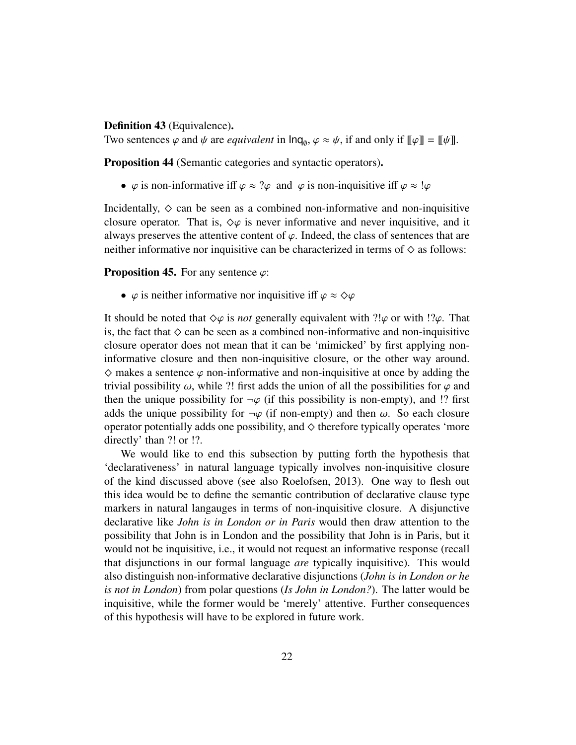**Definition 43** (Equivalence)**.**
Two sentences $\varphi$ and $\psi$ are *equivalent* in $\mathsf{Inq}_{\emptyset}$, $\varphi \approx \psi$, if and only if $[\![\varphi]\!] = [\![\psi]\!]$.

**Proposition 44** (Semantic categories and syntactic operators)**.**

- $\varphi$ is non-informative iff $\varphi \approx ?\varphi$ and $\varphi$ is non-inquisitive iff $\varphi \approx !\varphi$

Incidentally, $\diamond$ can be seen as a combined non-informative and non-inquisitive closure operator. That is, $\diamond\varphi$ is never informative and never inquisitive, and it always preserves the attentive content of $\varphi$. Indeed, the class of sentences that are neither informative nor inquisitive can be characterized in terms of $\diamond$ as follows:

**Proposition 45.** For any sentence $\varphi$:

- $\varphi$ is neither informative nor inquisitive iff $\varphi \approx \diamond\varphi$

It should be noted that $\diamond\varphi$ is *not* generally equivalent with $?!\varphi$ or with $!?\varphi$. That is, the fact that $\diamond$ can be seen as a combined non-informative and non-inquisitive closure operator does not mean that it can be 'mimicked' by first applying non-informative closure and then non-inquisitive closure, or the other way around. $\diamond$ makes a sentence $\varphi$ non-informative and non-inquisitive at once by adding the trivial possibility $\omega$, while ?! first adds the union of all the possibilities for $\varphi$ and then the unique possibility for $\neg\varphi$ (if this possibility is non-empty), and !? first adds the unique possibility for $\neg\varphi$ (if non-empty) and then $\omega$. So each closure operator potentially adds one possibility, and $\diamond$ therefore typically operates 'more directly' than ?! or !?.

We would like to end this subsection by putting forth the hypothesis that 'declarativeness' in natural language typically involves non-inquisitive closure of the kind discussed above (see also Roelofsen, 2013). One way to flesh out this idea would be to define the semantic contribution of declarative clause type markers in natural langauges in terms of non-inquisitive closure. A disjunctive declarative like *John is in London or in Paris* would then draw attention to the possibility that John is in London and the possibility that John is in Paris, but it would not be inquisitive, i.e., it would not request an informative response (recall that disjunctions in our formal language *are* typically inquisitive). This would also distinguish non-informative declarative disjunctions (*John is in London or he is not in London*) from polar questions (*Is John in London?*). The latter would be inquisitive, while the former would be 'merely' attentive. Further consequences of this hypothesis will have to be explored in future work.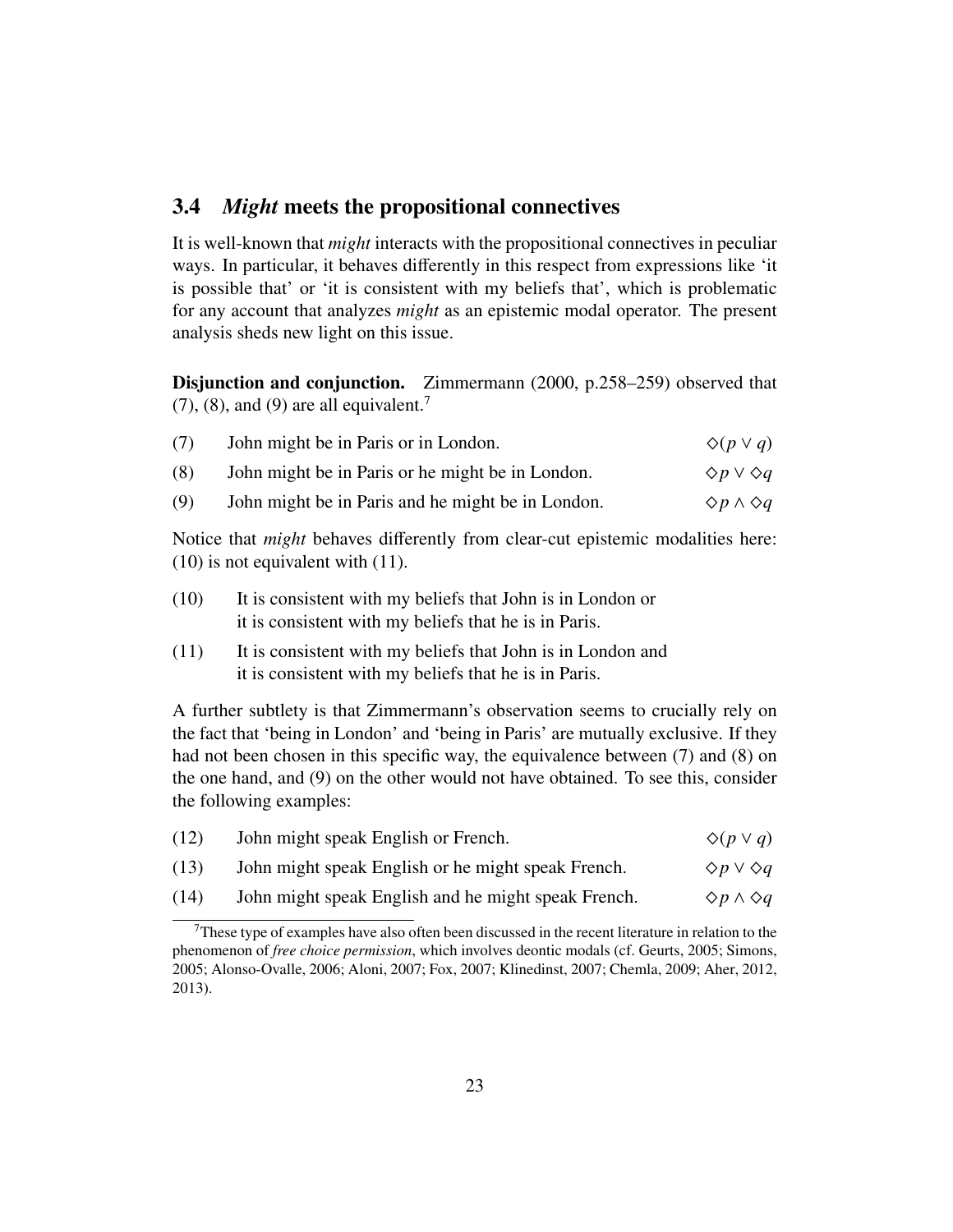## 3.4 *Might* meets the propositional connectives

It is well-known that *might* interacts with the propositional connectives in peculiar ways. In particular, it behaves differently in this respect from expressions like 'it is possible that' or 'it is consistent with my beliefs that', which is problematic for any account that analyzes *might* as an epistemic modal operator. The present analysis sheds new light on this issue.

**Disjunction and conjunction.** Zimmermann (2000, p.258–259) observed that (7), (8), and (9) are all equivalent.[7]

(7) John might be in Paris or in London. $\Diamond(p \vee q)$

(8) John might be in Paris or he might be in London. $\Diamond p \vee \Diamond q$

(9) John might be in Paris and he might be in London. $\Diamond p \wedge \Diamond q$

Notice that *might* behaves differently from clear-cut epistemic modalities here: (10) is not equivalent with (11).

(10) It is consistent with my beliefs that John is in London or it is consistent with my beliefs that he is in Paris.

(11) It is consistent with my beliefs that John is in London and it is consistent with my beliefs that he is in Paris.

A further subtlety is that Zimmermann's observation seems to crucially rely on the fact that 'being in London' and 'being in Paris' are mutually exclusive. If they had not been chosen in this specific way, the equivalence between (7) and (8) on the one hand, and (9) on the other would not have obtained. To see this, consider the following examples:

(12) John might speak English or French. $\Diamond(p \vee q)$

(13) John might speak English or he might speak French. $\Diamond p \vee \Diamond q$

(14) John might speak English and he might speak French. $\Diamond p \wedge \Diamond q$

[7] These type of examples have also often been discussed in the recent literature in relation to the phenomenon of *free choice permission*, which involves deontic modals (cf. Geurts, 2005; Simons, 2005; Alonso-Ovalle, 2006; Aloni, 2007; Fox, 2007; Klinedinst, 2007; Chemla, 2009; Aher, 2012, 2013).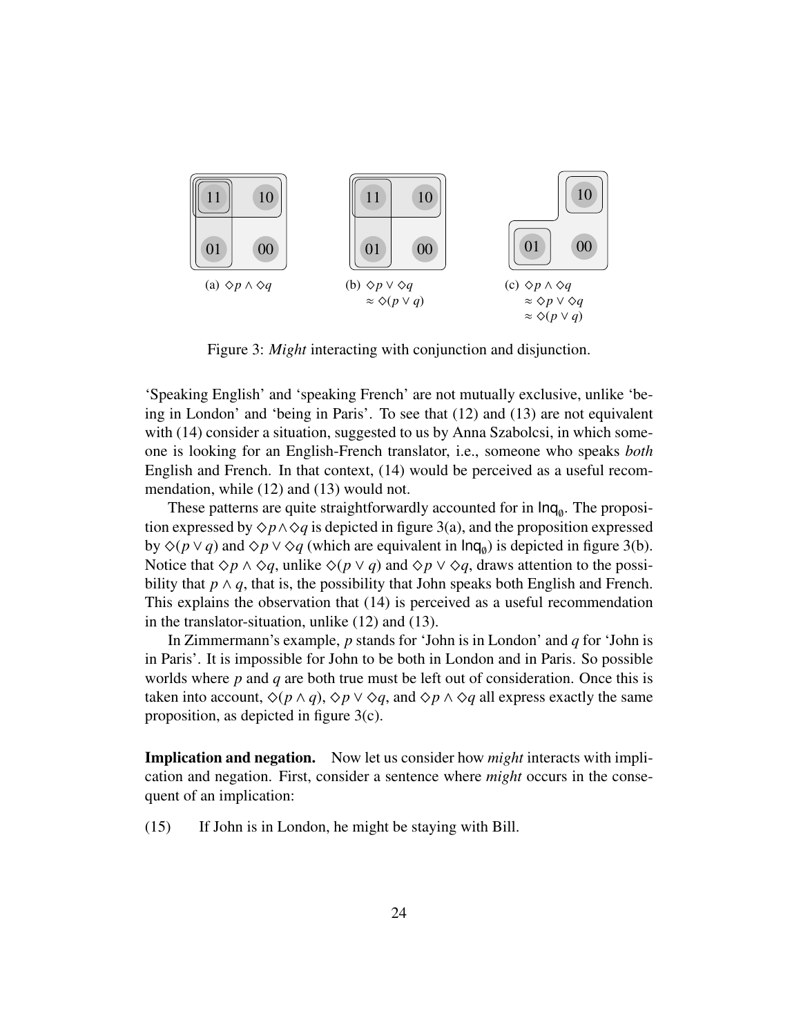11 10
01 00
(a) $\Diamond p \wedge \Diamond q$

11 10
01 00
(b) $\Diamond p \vee \Diamond q$
$\approx \Diamond(p \vee q)$

10
01 00
(c) $\Diamond p \wedge \Diamond q$
$\approx \Diamond p \vee \Diamond q$
$\approx \Diamond(p \vee q)$

Figure 3: *Might* interacting with conjunction and disjunction.

'Speaking English' and 'speaking French' are not mutually exclusive, unlike 'being in London' and 'being in Paris'. To see that (12) and (13) are not equivalent with (14) consider a situation, suggested to us by Anna Szabolcsi, in which someone is looking for an English-French translator, i.e., someone who speaks *both* English and French. In that context, (14) would be perceived as a useful recommendation, while (12) and (13) would not.

These patterns are quite straightforwardly accounted for in $\mathsf{Inq}_\emptyset$. The proposition expressed by $\Diamond p \wedge \Diamond q$ is depicted in figure 3(a), and the proposition expressed by $\Diamond(p \vee q)$ and $\Diamond p \vee \Diamond q$ (which are equivalent in $\mathsf{Inq}_\emptyset$) is depicted in figure 3(b). Notice that $\Diamond p \wedge \Diamond q$, unlike $\Diamond(p \vee q)$ and $\Diamond p \vee \Diamond q$, draws attention to the possibility that $p \wedge q$, that is, the possibility that John speaks both English and French. This explains the observation that (14) is perceived as a useful recommendation in the translator-situation, unlike (12) and (13).

In Zimmermann's example, $p$ stands for 'John is in London' and $q$ for 'John is in Paris'. It is impossible for John to be both in London and in Paris. So possible worlds where $p$ and $q$ are both true must be left out of consideration. Once this is taken into account, $\Diamond(p \wedge q)$, $\Diamond p \vee \Diamond q$, and $\Diamond p \wedge \Diamond q$ all express exactly the same proposition, as depicted in figure 3(c).

**Implication and negation.** Now let us consider how *might* interacts with implication and negation. First, consider a sentence where *might* occurs in the consequent of an implication:

(15) If John is in London, he might be staying with Bill.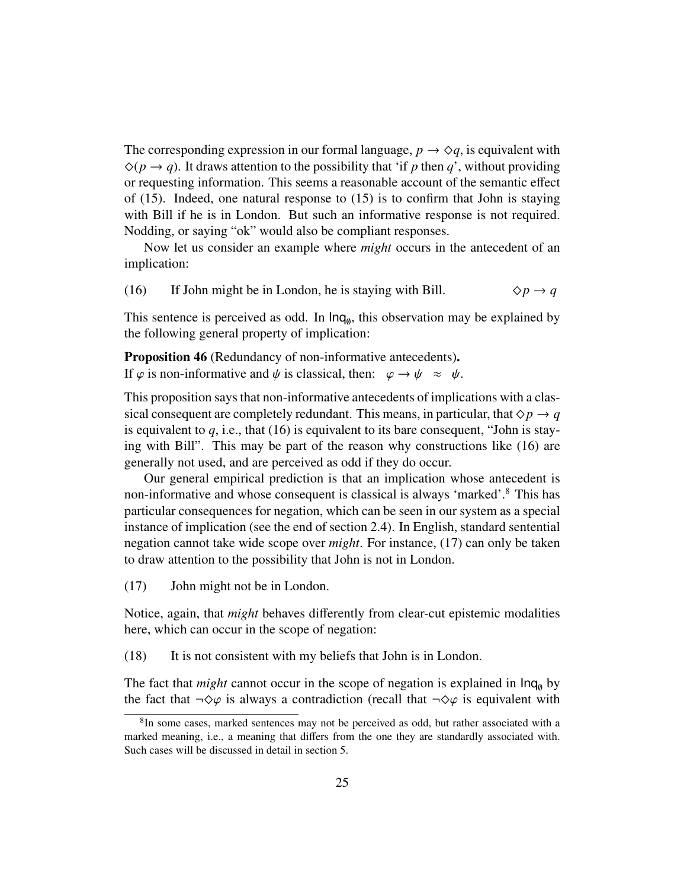The corresponding expression in our formal language, $p \to \Diamond q$, is equivalent with $\Diamond(p \to q)$. It draws attention to the possibility that 'if $p$ then $q$', without providing or requesting information. This seems a reasonable account of the semantic effect of (15). Indeed, one natural response to (15) is to confirm that John is staying with Bill if he is in London. But such an informative response is not required. Nodding, or saying "ok" would also be compliant responses.

Now let us consider an example where *might* occurs in the antecedent of an implication:

(16) If John might be in London, he is staying with Bill. $\Diamond p \to q$

This sentence is perceived as odd. In $\mathsf{Inq}_\emptyset$, this observation may be explained by the following general property of implication:

**Proposition 46** (Redundancy of non-informative antecedents)**.**
If $\varphi$ is non-informative and $\psi$ is classical, then: $\varphi \to \psi \;\approx\; \psi$.

This proposition says that non-informative antecedents of implications with a classical consequent are completely redundant. This means, in particular, that $\Diamond p \to q$ is equivalent to $q$, i.e., that (16) is equivalent to its bare consequent, "John is staying with Bill". This may be part of the reason why constructions like (16) are generally not used, and are perceived as odd if they do occur.

Our general empirical prediction is that an implication whose antecedent is non-informative and whose consequent is classical is always 'marked'.[8] This has particular consequences for negation, which can be seen in our system as a special instance of implication (see the end of section 2.4). In English, standard sentential negation cannot take wide scope over *might*. For instance, (17) can only be taken to draw attention to the possibility that John is not in London.

(17) John might not be in London.

Notice, again, that *might* behaves differently from clear-cut epistemic modalities here, which can occur in the scope of negation:

(18) It is not consistent with my beliefs that John is in London.

The fact that *might* cannot occur in the scope of negation is explained in $\mathsf{Inq}_\emptyset$ by the fact that $\neg\Diamond\varphi$ is always a contradiction (recall that $\neg\Diamond\varphi$ is equivalent with

[8] In some cases, marked sentences may not be perceived as odd, but rather associated with a marked meaning, i.e., a meaning that differs from the one they are standardly associated with. Such cases will be discussed in detail in section 5.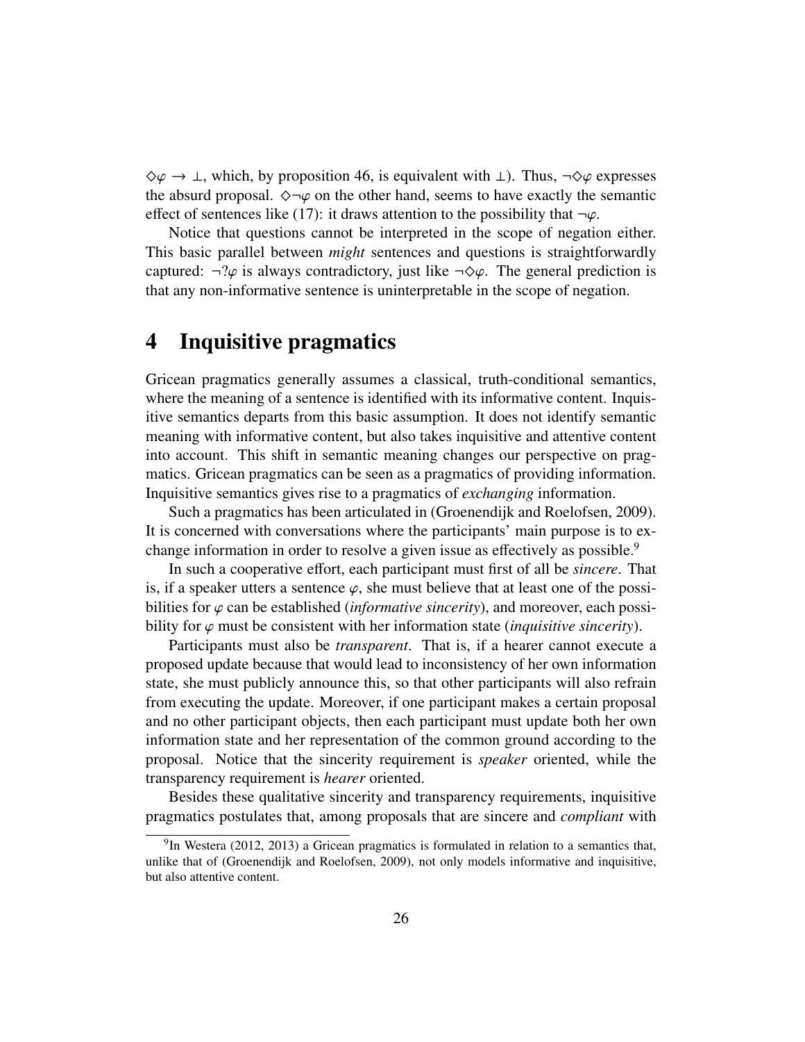$\Diamond\varphi \to \bot$, which, by proposition 46, is equivalent with $\bot$). Thus, $\neg\Diamond\varphi$ expresses the absurd proposal. $\Diamond\neg\varphi$ on the other hand, seems to have exactly the semantic effect of sentences like (17): it draws attention to the possibility that $\neg\varphi$.

Notice that questions cannot be interpreted in the scope of negation either. This basic parallel between *might* sentences and questions is straightforwardly captured: $\neg?\varphi$ is always contradictory, just like $\neg\Diamond\varphi$. The general prediction is that any non-informative sentence is uninterpretable in the scope of negation.

# 4 Inquisitive pragmatics

Gricean pragmatics generally assumes a classical, truth-conditional semantics, where the meaning of a sentence is identified with its informative content. Inquisitive semantics departs from this basic assumption. It does not identify semantic meaning with informative content, but also takes inquisitive and attentive content into account. This shift in semantic meaning changes our perspective on pragmatics. Gricean pragmatics can be seen as a pragmatics of providing information. Inquisitive semantics gives rise to a pragmatics of *exchanging* information.

Such a pragmatics has been articulated in (Groenendijk and Roelofsen, 2009). It is concerned with conversations where the participants' main purpose is to exchange information in order to resolve a given issue as effectively as possible.[9]

In such a cooperative effort, each participant must first of all be *sincere*. That is, if a speaker utters a sentence $\varphi$, she must believe that at least one of the possibilities for $\varphi$ can be established (*informative sincerity*), and moreover, each possibility for $\varphi$ must be consistent with her information state (*inquisitive sincerity*).

Participants must also be *transparent*. That is, if a hearer cannot execute a proposed update because that would lead to inconsistency of her own information state, she must publicly announce this, so that other participants will also refrain from executing the update. Moreover, if one participant makes a certain proposal and no other participant objects, then each participant must update both her own information state and her representation of the common ground according to the proposal. Notice that the sincerity requirement is *speaker* oriented, while the transparency requirement is *hearer* oriented.

Besides these qualitative sincerity and transparency requirements, inquisitive pragmatics postulates that, among proposals that are sincere and *compliant* with

[9] In Westera (2012, 2013) a Gricean pragmatics is formulated in relation to a semantics that, unlike that of (Groenendijk and Roelofsen, 2009), not only models informative and inquisitive, but also attentive content.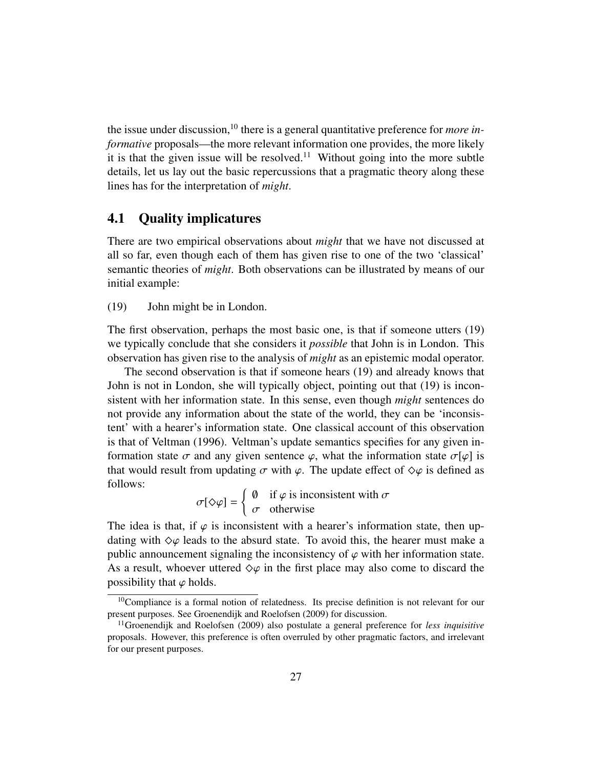the issue under discussion,[10] there is a general quantitative preference for *more informative* proposals—the more relevant information one provides, the more likely it is that the given issue will be resolved.[11] Without going into the more subtle details, let us lay out the basic repercussions that a pragmatic theory along these lines has for the interpretation of *might*.

## 4.1 Quality implicatures

There are two empirical observations about *might* that we have not discussed at all so far, even though each of them has given rise to one of the two 'classical' semantic theories of *might*. Both observations can be illustrated by means of our initial example:

(19) John might be in London.

The first observation, perhaps the most basic one, is that if someone utters (19) we typically conclude that she considers it *possible* that John is in London. This observation has given rise to the analysis of *might* as an epistemic modal operator.

The second observation is that if someone hears (19) and already knows that John is not in London, she will typically object, pointing out that (19) is inconsistent with her information state. In this sense, even though *might* sentences do not provide any information about the state of the world, they can be 'inconsistent' with a hearer's information state. One classical account of this observation is that of Veltman (1996). Veltman's update semantics specifies for any given information state $\sigma$ and any given sentence $\varphi$, what the information state $\sigma[\varphi]$ is that would result from updating $\sigma$ with $\varphi$. The update effect of $\Diamond\varphi$ is defined as follows:

$$\sigma[\Diamond\varphi] = \begin{cases} \emptyset & \text{if } \varphi \text{ is inconsistent with } \sigma \\ \sigma & \text{otherwise} \end{cases}$$

The idea is that, if $\varphi$ is inconsistent with a hearer's information state, then updating with $\Diamond\varphi$ leads to the absurd state. To avoid this, the hearer must make a public announcement signaling the inconsistency of $\varphi$ with her information state. As a result, whoever uttered $\Diamond\varphi$ in the first place may also come to discard the possibility that $\varphi$ holds.

[10] Compliance is a formal notion of relatedness. Its precise definition is not relevant for our present purposes. See Groenendijk and Roelofsen (2009) for discussion.

[11] Groenendijk and Roelofsen (2009) also postulate a general preference for *less inquisitive* proposals. However, this preference is often overruled by other pragmatic factors, and irrelevant for our present purposes.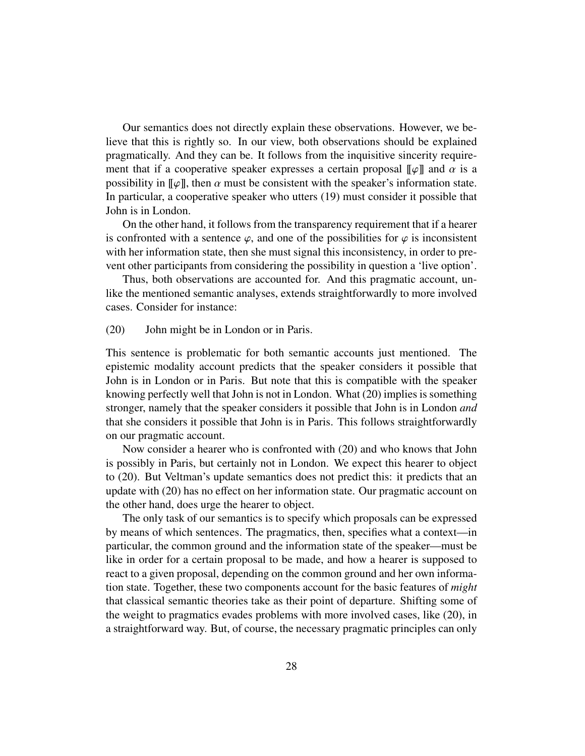Our semantics does not directly explain these observations. However, we believe that this is rightly so. In our view, both observations should be explained pragmatically. And they can be. It follows from the inquisitive sincerity requirement that if a cooperative speaker expresses a certain proposal $[\![\varphi]\!]$ and $\alpha$ is a possibility in $[\![\varphi]\!]$, then $\alpha$ must be consistent with the speaker's information state. In particular, a cooperative speaker who utters (19) must consider it possible that John is in London.

On the other hand, it follows from the transparency requirement that if a hearer is confronted with a sentence $\varphi$, and one of the possibilities for $\varphi$ is inconsistent with her information state, then she must signal this inconsistency, in order to prevent other participants from considering the possibility in question a 'live option'.

Thus, both observations are accounted for. And this pragmatic account, unlike the mentioned semantic analyses, extends straightforwardly to more involved cases. Consider for instance:

(20) John might be in London or in Paris.

This sentence is problematic for both semantic accounts just mentioned. The epistemic modality account predicts that the speaker considers it possible that John is in London or in Paris. But note that this is compatible with the speaker knowing perfectly well that John is not in London. What (20) implies is something stronger, namely that the speaker considers it possible that John is in London *and* that she considers it possible that John is in Paris. This follows straightforwardly on our pragmatic account.

Now consider a hearer who is confronted with (20) and who knows that John is possibly in Paris, but certainly not in London. We expect this hearer to object to (20). But Veltman's update semantics does not predict this: it predicts that an update with (20) has no effect on her information state. Our pragmatic account on the other hand, does urge the hearer to object.

The only task of our semantics is to specify which proposals can be expressed by means of which sentences. The pragmatics, then, specifies what a context—in particular, the common ground and the information state of the speaker—must be like in order for a certain proposal to be made, and how a hearer is supposed to react to a given proposal, depending on the common ground and her own information state. Together, these two components account for the basic features of *might* that classical semantic theories take as their point of departure. Shifting some of the weight to pragmatics evades problems with more involved cases, like (20), in a straightforward way. But, of course, the necessary pragmatic principles can only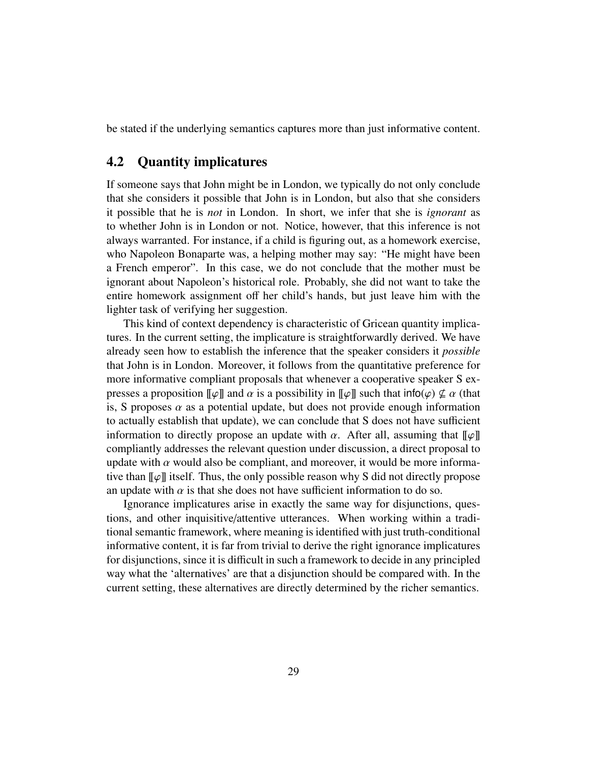be stated if the underlying semantics captures more than just informative content.

## 4.2 Quantity implicatures

If someone says that John might be in London, we typically do not only conclude that she considers it possible that John is in London, but also that she considers it possible that he is *not* in London. In short, we infer that she is *ignorant* as to whether John is in London or not. Notice, however, that this inference is not always warranted. For instance, if a child is figuring out, as a homework exercise, who Napoleon Bonaparte was, a helping mother may say: "He might have been a French emperor". In this case, we do not conclude that the mother must be ignorant about Napoleon's historical role. Probably, she did not want to take the entire homework assignment off her child's hands, but just leave him with the lighter task of verifying her suggestion.

This kind of context dependency is characteristic of Gricean quantity implicatures. In the current setting, the implicature is straightforwardly derived. We have already seen how to establish the inference that the speaker considers it *possible* that John is in London. Moreover, it follows from the quantitative preference for more informative compliant proposals that whenever a cooperative speaker S expresses a proposition $[\![\varphi]\!]$ and $\alpha$ is a possibility in $[\![\varphi]\!]$ such that $\mathsf{info}(\varphi) \not\subseteq \alpha$ (that is, S proposes $\alpha$ as a potential update, but does not provide enough information to actually establish that update), we can conclude that S does not have sufficient information to directly propose an update with $\alpha$. After all, assuming that $[\![\varphi]\!]$ compliantly addresses the relevant question under discussion, a direct proposal to update with $\alpha$ would also be compliant, and moreover, it would be more informative than $[\![\varphi]\!]$ itself. Thus, the only possible reason why S did not directly propose an update with $\alpha$ is that she does not have sufficient information to do so.

Ignorance implicatures arise in exactly the same way for disjunctions, questions, and other inquisitive/attentive utterances. When working within a traditional semantic framework, where meaning is identified with just truth-conditional informative content, it is far from trivial to derive the right ignorance implicatures for disjunctions, since it is difficult in such a framework to decide in any principled way what the 'alternatives' are that a disjunction should be compared with. In the current setting, these alternatives are directly determined by the richer semantics.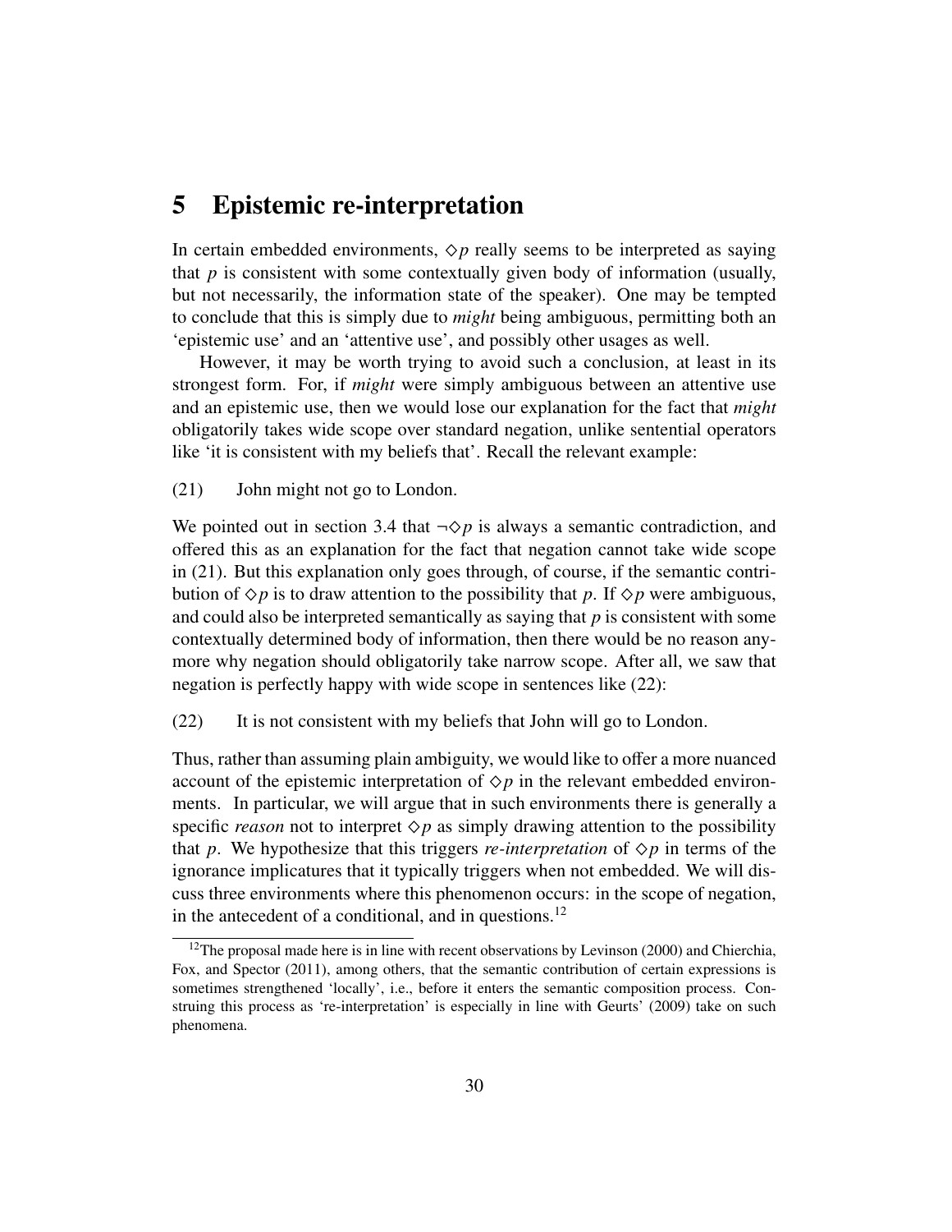## 5 Epistemic re-interpretation

In certain embedded environments, $\Diamond p$ really seems to be interpreted as saying that $p$ is consistent with some contextually given body of information (usually, but not necessarily, the information state of the speaker). One may be tempted to conclude that this is simply due to *might* being ambiguous, permitting both an 'epistemic use' and an 'attentive use', and possibly other usages as well.

However, it may be worth trying to avoid such a conclusion, at least in its strongest form. For, if *might* were simply ambiguous between an attentive use and an epistemic use, then we would lose our explanation for the fact that *might* obligatorily takes wide scope over standard negation, unlike sentential operators like 'it is consistent with my beliefs that'. Recall the relevant example:

(21) John might not go to London.

We pointed out in section 3.4 that $\neg\Diamond p$ is always a semantic contradiction, and offered this as an explanation for the fact that negation cannot take wide scope in (21). But this explanation only goes through, of course, if the semantic contribution of $\Diamond p$ is to draw attention to the possibility that $p$. If $\Diamond p$ were ambiguous, and could also be interpreted semantically as saying that $p$ is consistent with some contextually determined body of information, then there would be no reason anymore why negation should obligatorily take narrow scope. After all, we saw that negation is perfectly happy with wide scope in sentences like (22):

(22) It is not consistent with my beliefs that John will go to London.

Thus, rather than assuming plain ambiguity, we would like to offer a more nuanced account of the epistemic interpretation of $\Diamond p$ in the relevant embedded environments. In particular, we will argue that in such environments there is generally a specific *reason* not to interpret $\Diamond p$ as simply drawing attention to the possibility that $p$. We hypothesize that this triggers *re-interpretation* of $\Diamond p$ in terms of the ignorance implicatures that it typically triggers when not embedded. We will discuss three environments where this phenomenon occurs: in the scope of negation, in the antecedent of a conditional, and in questions.[12]

[12] The proposal made here is in line with recent observations by Levinson (2000) and Chierchia, Fox, and Spector (2011), among others, that the semantic contribution of certain expressions is sometimes strengthened 'locally', i.e., before it enters the semantic composition process. Construing this process as 're-interpretation' is especially in line with Geurts' (2009) take on such phenomena.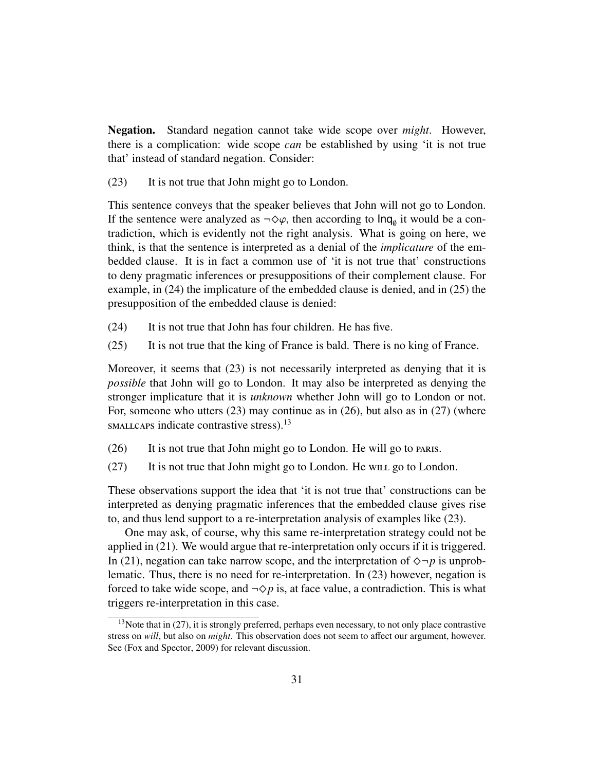**Negation.** Standard negation cannot take wide scope over *might*. However, there is a complication: wide scope *can* be established by using 'it is not true that' instead of standard negation. Consider:

(23) It is not true that John might go to London.

This sentence conveys that the speaker believes that John will not go to London. If the sentence were analyzed as $\neg\Diamond\varphi$, then according to $\mathsf{Inq}_\emptyset$ it would be a contradiction, which is evidently not the right analysis. What is going on here, we think, is that the sentence is interpreted as a denial of the *implicature* of the embedded clause. It is in fact a common use of 'it is not true that' constructions to deny pragmatic inferences or presuppositions of their complement clause. For example, in (24) the implicature of the embedded clause is denied, and in (25) the presupposition of the embedded clause is denied:

(24) It is not true that John has four children. He has five.

(25) It is not true that the king of France is bald. There is no king of France.

Moreover, it seems that (23) is not necessarily interpreted as denying that it is *possible* that John will go to London. It may also be interpreted as denying the stronger implicature that it is *unknown* whether John will go to London or not. For, someone who utters (23) may continue as in (26), but also as in (27) (where SMALLCAPS indicate contrastive stress).[13]

(26) It is not true that John might go to London. He will go to PARIS.

(27) It is not true that John might go to London. He WILL go to London.

These observations support the idea that 'it is not true that' constructions can be interpreted as denying pragmatic inferences that the embedded clause gives rise to, and thus lend support to a re-interpretation analysis of examples like (23).

One may ask, of course, why this same re-interpretation strategy could not be applied in (21). We would argue that re-interpretation only occurs if it is triggered. In (21), negation can take narrow scope, and the interpretation of $\Diamond\neg p$ is unproblematic. Thus, there is no need for re-interpretation. In (23) however, negation is forced to take wide scope, and $\neg\Diamond p$ is, at face value, a contradiction. This is what triggers re-interpretation in this case.

[13] Note that in (27), it is strongly preferred, perhaps even necessary, to not only place contrastive stress on *will*, but also on *might*. This observation does not seem to affect our argument, however. See (Fox and Spector, 2009) for relevant discussion.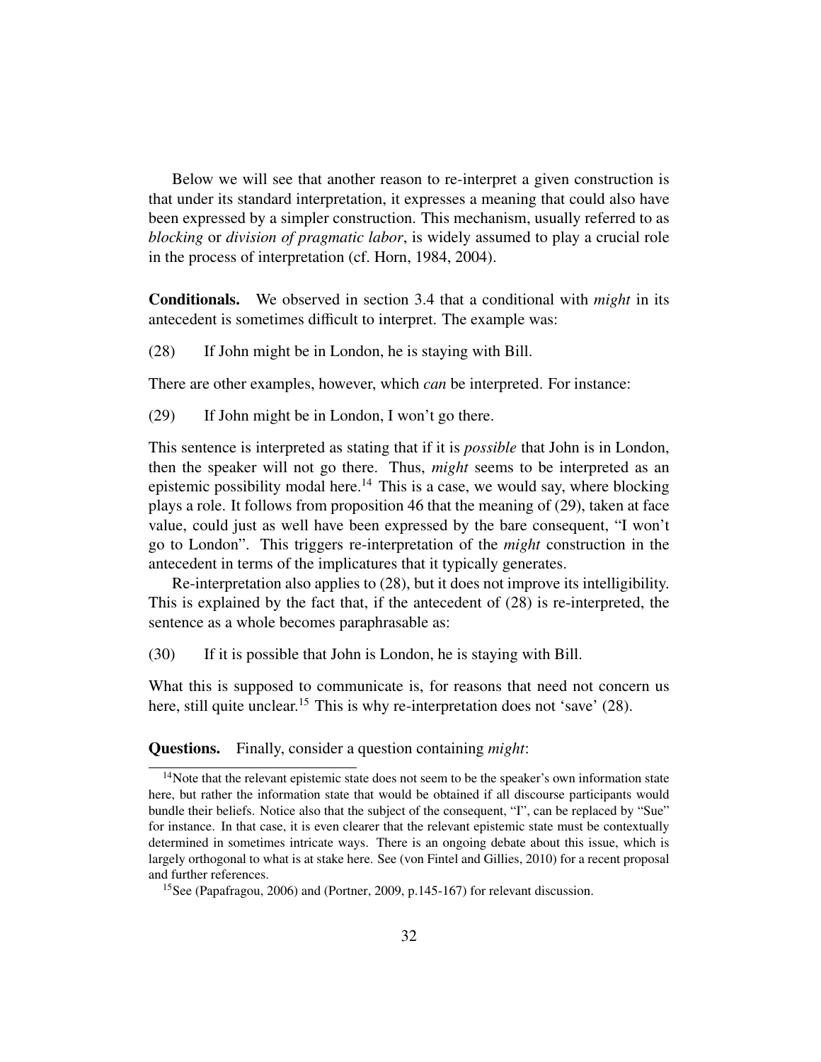Below we will see that another reason to re-interpret a given construction is that under its standard interpretation, it expresses a meaning that could also have been expressed by a simpler construction. This mechanism, usually referred to as *blocking* or *division of pragmatic labor*, is widely assumed to play a crucial role in the process of interpretation (cf. Horn, 1984, 2004).

**Conditionals.** We observed in section 3.4 that a conditional with *might* in its antecedent is sometimes difficult to interpret. The example was:

(28) If John might be in London, he is staying with Bill.

There are other examples, however, which *can* be interpreted. For instance:

(29) If John might be in London, I won't go there.

This sentence is interpreted as stating that if it is *possible* that John is in London, then the speaker will not go there. Thus, *might* seems to be interpreted as an epistemic possibility modal here.[14] This is a case, we would say, where blocking plays a role. It follows from proposition 46 that the meaning of (29), taken at face value, could just as well have been expressed by the bare consequent, "I won't go to London". This triggers re-interpretation of the *might* construction in the antecedent in terms of the implicatures that it typically generates.

Re-interpretation also applies to (28), but it does not improve its intelligibility. This is explained by the fact that, if the antecedent of (28) is re-interpreted, the sentence as a whole becomes paraphrasable as:

(30) If it is possible that John is London, he is staying with Bill.

What this is supposed to communicate is, for reasons that need not concern us here, still quite unclear.[15] This is why re-interpretation does not 'save' (28).

**Questions.** Finally, consider a question containing *might*:

[14] Note that the relevant epistemic state does not seem to be the speaker's own information state here, but rather the information state that would be obtained if all discourse participants would bundle their beliefs. Notice also that the subject of the consequent, "I", can be replaced by "Sue" for instance. In that case, it is even clearer that the relevant epistemic state must be contextually determined in sometimes intricate ways. There is an ongoing debate about this issue, which is largely orthogonal to what is at stake here. See (von Fintel and Gillies, 2010) for a recent proposal and further references.

[15] See (Papafragou, 2006) and (Portner, 2009, p.145-167) for relevant discussion.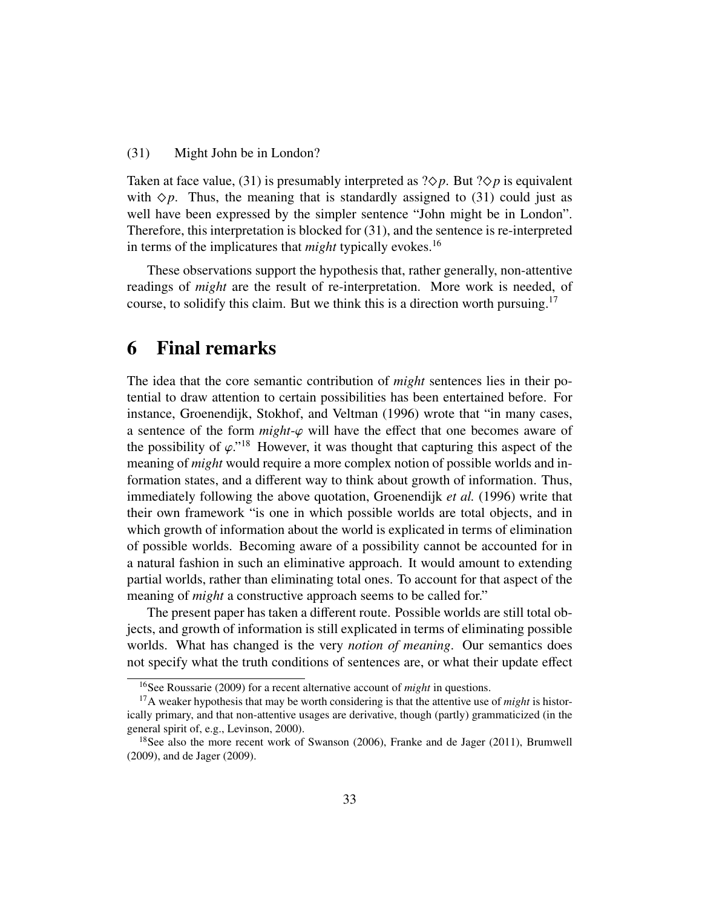(31) Might John be in London?

Taken at face value, (31) is presumably interpreted as $?\Diamond p$. But $?\Diamond p$ is equivalent with $\Diamond p$. Thus, the meaning that is standardly assigned to (31) could just as well have been expressed by the simpler sentence "John might be in London". Therefore, this interpretation is blocked for (31), and the sentence is re-interpreted in terms of the implicatures that *might* typically evokes.[16]

These observations support the hypothesis that, rather generally, non-attentive readings of *might* are the result of re-interpretation. More work is needed, of course, to solidify this claim. But we think this is a direction worth pursuing.[17]

# 6 Final remarks

The idea that the core semantic contribution of *might* sentences lies in their potential to draw attention to certain possibilities has been entertained before. For instance, Groenendijk, Stokhof, and Veltman (1996) wrote that "in many cases, a sentence of the form *might*-$\varphi$ will have the effect that one becomes aware of the possibility of $\varphi$."[18] However, it was thought that capturing this aspect of the meaning of *might* would require a more complex notion of possible worlds and information states, and a different way to think about growth of information. Thus, immediately following the above quotation, Groenendijk *et al.* (1996) write that their own framework "is one in which possible worlds are total objects, and in which growth of information about the world is explicated in terms of elimination of possible worlds. Becoming aware of a possibility cannot be accounted for in a natural fashion in such an eliminative approach. It would amount to extending partial worlds, rather than eliminating total ones. To account for that aspect of the meaning of *might* a constructive approach seems to be called for."

The present paper has taken a different route. Possible worlds are still total objects, and growth of information is still explicated in terms of eliminating possible worlds. What has changed is the very *notion of meaning*. Our semantics does not specify what the truth conditions of sentences are, or what their update effect

[16] See Roussarie (2009) for a recent alternative account of *might* in questions.

[17] A weaker hypothesis that may be worth considering is that the attentive use of *might* is historically primary, and that non-attentive usages are derivative, though (partly) grammaticized (in the general spirit of, e.g., Levinson, 2000).

[18] See also the more recent work of Swanson (2006), Franke and de Jager (2011), Brumwell (2009), and de Jager (2009).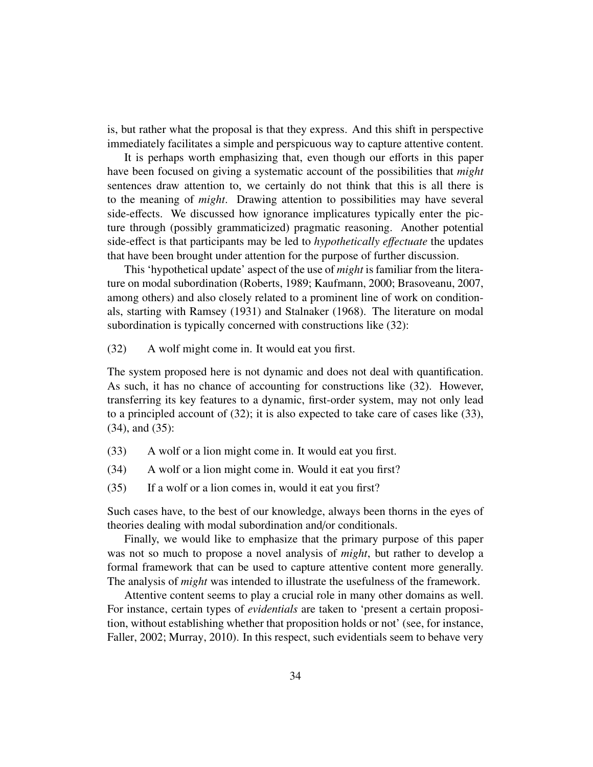is, but rather what the proposal is that they express. And this shift in perspective immediately facilitates a simple and perspicuous way to capture attentive content.

It is perhaps worth emphasizing that, even though our efforts in this paper have been focused on giving a systematic account of the possibilities that *might* sentences draw attention to, we certainly do not think that this is all there is to the meaning of *might*. Drawing attention to possibilities may have several side-effects. We discussed how ignorance implicatures typically enter the picture through (possibly grammaticized) pragmatic reasoning. Another potential side-effect is that participants may be led to *hypothetically effectuate* the updates that have been brought under attention for the purpose of further discussion.

This 'hypothetical update' aspect of the use of *might* is familiar from the literature on modal subordination (Roberts, 1989; Kaufmann, 2000; Brasoveanu, 2007, among others) and also closely related to a prominent line of work on conditionals, starting with Ramsey (1931) and Stalnaker (1968). The literature on modal subordination is typically concerned with constructions like (32):

(32) A wolf might come in. It would eat you first.

The system proposed here is not dynamic and does not deal with quantification. As such, it has no chance of accounting for constructions like (32). However, transferring its key features to a dynamic, first-order system, may not only lead to a principled account of (32); it is also expected to take care of cases like (33), (34), and (35):

(33) A wolf or a lion might come in. It would eat you first.

(34) A wolf or a lion might come in. Would it eat you first?

(35) If a wolf or a lion comes in, would it eat you first?

Such cases have, to the best of our knowledge, always been thorns in the eyes of theories dealing with modal subordination and/or conditionals.

Finally, we would like to emphasize that the primary purpose of this paper was not so much to propose a novel analysis of *might*, but rather to develop a formal framework that can be used to capture attentive content more generally. The analysis of *might* was intended to illustrate the usefulness of the framework.

Attentive content seems to play a crucial role in many other domains as well. For instance, certain types of *evidentials* are taken to 'present a certain proposition, without establishing whether that proposition holds or not' (see, for instance, Faller, 2002; Murray, 2010). In this respect, such evidentials seem to behave very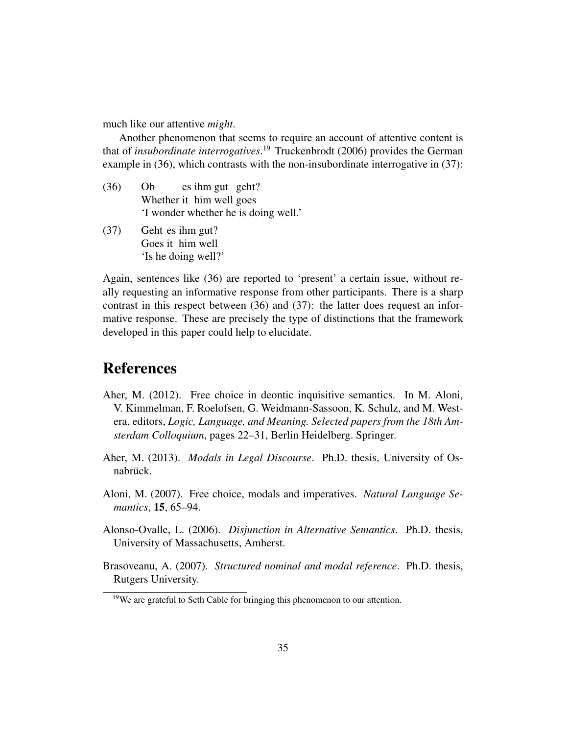much like our attentive *might*.

Another phenomenon that seems to require an account of attentive content is that of *insubordinate interrogatives*.[19] Truckenbrodt (2006) provides the German example in (36), which contrasts with the non-insubordinate interrogative in (37):

(36) Ob es ihm gut geht?
Whether it him well goes
'I wonder whether he is doing well.'

(37) Geht es ihm gut?
Goes it him well
'Is he doing well?'

Again, sentences like (36) are reported to 'present' a certain issue, without really requesting an informative response from other participants. There is a sharp contrast in this respect between (36) and (37): the latter does request an informative response. These are precisely the type of distinctions that the framework developed in this paper could help to elucidate.

# References

Aher, M. (2012). Free choice in deontic inquisitive semantics. In M. Aloni, V. Kimmelman, F. Roelofsen, G. Weidmann-Sassoon, K. Schulz, and M. Westera, editors, *Logic, Language, and Meaning. Selected papers from the 18th Amsterdam Colloquium*, pages 22–31, Berlin Heidelberg. Springer.

Aher, M. (2013). *Modals in Legal Discourse*. Ph.D. thesis, University of Osnabrück.

Aloni, M. (2007). Free choice, modals and imperatives. *Natural Language Semantics*, **15**, 65–94.

Alonso-Ovalle, L. (2006). *Disjunction in Alternative Semantics*. Ph.D. thesis, University of Massachusetts, Amherst.

Brasoveanu, A. (2007). *Structured nominal and modal reference*. Ph.D. thesis, Rutgers University.

[19] We are grateful to Seth Cable for bringing this phenomenon to our attention.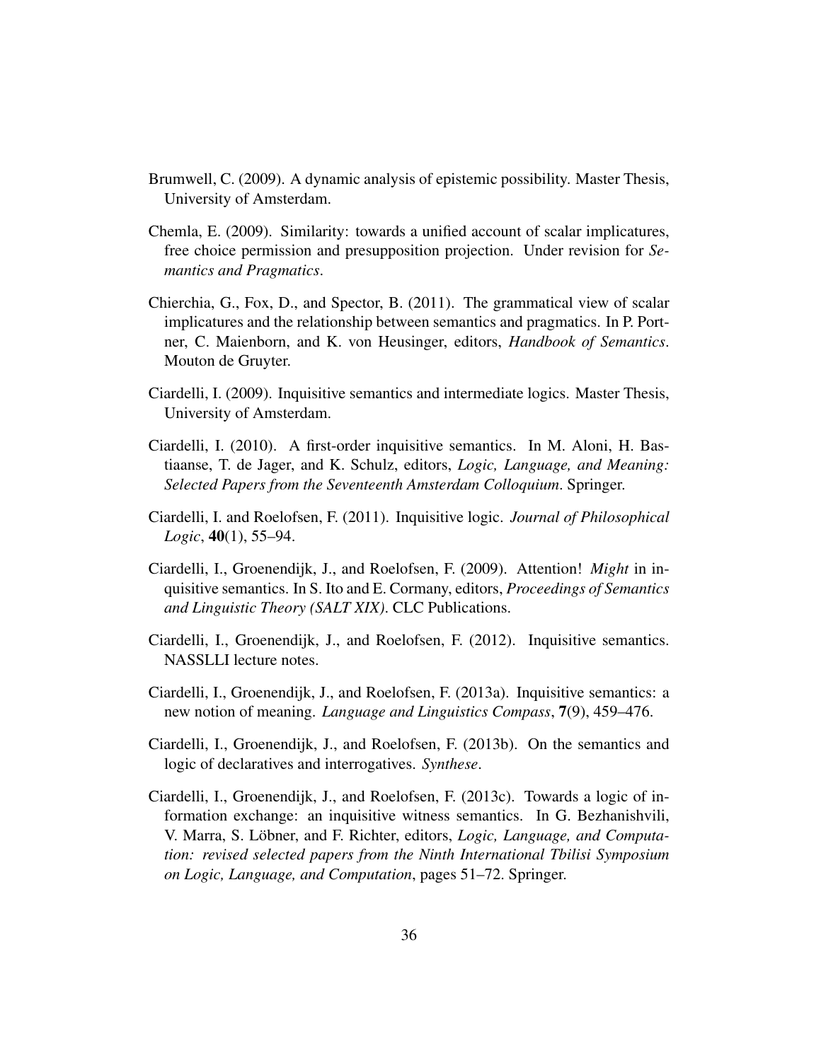Brumwell, C. (2009). A dynamic analysis of epistemic possibility. Master Thesis, University of Amsterdam.

Chemla, E. (2009). Similarity: towards a unified account of scalar implicatures, free choice permission and presupposition projection. Under revision for *Semantics and Pragmatics*.

Chierchia, G., Fox, D., and Spector, B. (2011). The grammatical view of scalar implicatures and the relationship between semantics and pragmatics. In P. Portner, C. Maienborn, and K. von Heusinger, editors, *Handbook of Semantics*. Mouton de Gruyter.

Ciardelli, I. (2009). Inquisitive semantics and intermediate logics. Master Thesis, University of Amsterdam.

Ciardelli, I. (2010). A first-order inquisitive semantics. In M. Aloni, H. Bastiaanse, T. de Jager, and K. Schulz, editors, *Logic, Language, and Meaning: Selected Papers from the Seventeenth Amsterdam Colloquium*. Springer.

Ciardelli, I. and Roelofsen, F. (2011). Inquisitive logic. *Journal of Philosophical Logic*, **40**(1), 55–94.

Ciardelli, I., Groenendijk, J., and Roelofsen, F. (2009). Attention! *Might* in inquisitive semantics. In S. Ito and E. Cormany, editors, *Proceedings of Semantics and Linguistic Theory (SALT XIX)*. CLC Publications.

Ciardelli, I., Groenendijk, J., and Roelofsen, F. (2012). Inquisitive semantics. NASSLLI lecture notes.

Ciardelli, I., Groenendijk, J., and Roelofsen, F. (2013a). Inquisitive semantics: a new notion of meaning. *Language and Linguistics Compass*, **7**(9), 459–476.

Ciardelli, I., Groenendijk, J., and Roelofsen, F. (2013b). On the semantics and logic of declaratives and interrogatives. *Synthese*.

Ciardelli, I., Groenendijk, J., and Roelofsen, F. (2013c). Towards a logic of information exchange: an inquisitive witness semantics. In G. Bezhanishvili, V. Marra, S. Löbner, and F. Richter, editors, *Logic, Language, and Computation: revised selected papers from the Ninth International Tbilisi Symposium on Logic, Language, and Computation*, pages 51–72. Springer.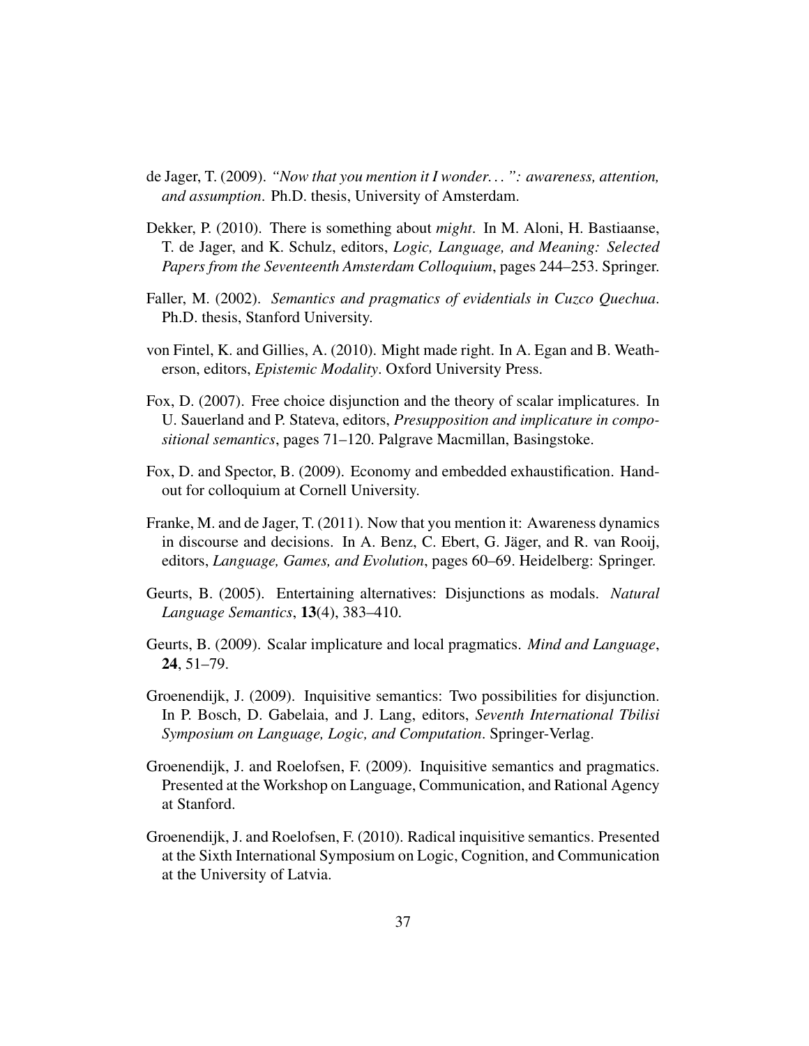de Jager, T. (2009). *"Now that you mention it I wonder. . . ": awareness, attention, and assumption*. Ph.D. thesis, University of Amsterdam.

Dekker, P. (2010). There is something about *might*. In M. Aloni, H. Bastiaanse, T. de Jager, and K. Schulz, editors, *Logic, Language, and Meaning: Selected Papers from the Seventeenth Amsterdam Colloquium*, pages 244–253. Springer.

Faller, M. (2002). *Semantics and pragmatics of evidentials in Cuzco Quechua*. Ph.D. thesis, Stanford University.

von Fintel, K. and Gillies, A. (2010). Might made right. In A. Egan and B. Weatherson, editors, *Epistemic Modality*. Oxford University Press.

Fox, D. (2007). Free choice disjunction and the theory of scalar implicatures. In U. Sauerland and P. Stateva, editors, *Presupposition and implicature in compositional semantics*, pages 71–120. Palgrave Macmillan, Basingstoke.

Fox, D. and Spector, B. (2009). Economy and embedded exhaustification. Handout for colloquium at Cornell University.

Franke, M. and de Jager, T. (2011). Now that you mention it: Awareness dynamics in discourse and decisions. In A. Benz, C. Ebert, G. Jäger, and R. van Rooij, editors, *Language, Games, and Evolution*, pages 60–69. Heidelberg: Springer.

Geurts, B. (2005). Entertaining alternatives: Disjunctions as modals. *Natural Language Semantics*, **13**(4), 383–410.

Geurts, B. (2009). Scalar implicature and local pragmatics. *Mind and Language*, **24**, 51–79.

Groenendijk, J. (2009). Inquisitive semantics: Two possibilities for disjunction. In P. Bosch, D. Gabelaia, and J. Lang, editors, *Seventh International Tbilisi Symposium on Language, Logic, and Computation*. Springer-Verlag.

Groenendijk, J. and Roelofsen, F. (2009). Inquisitive semantics and pragmatics. Presented at the Workshop on Language, Communication, and Rational Agency at Stanford.

Groenendijk, J. and Roelofsen, F. (2010). Radical inquisitive semantics. Presented at the Sixth International Symposium on Logic, Cognition, and Communication at the University of Latvia.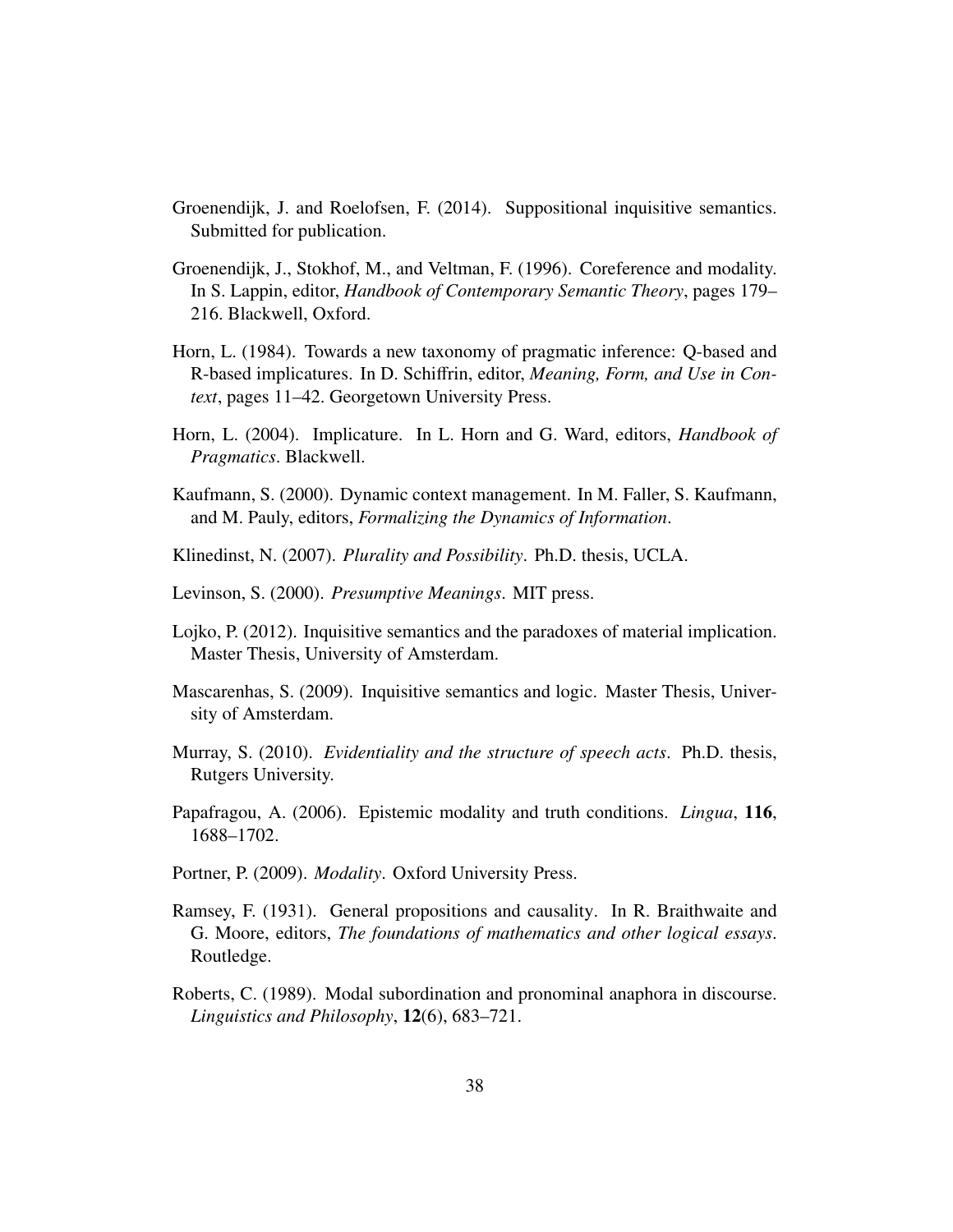Groenendijk, J. and Roelofsen, F. (2014). Suppositional inquisitive semantics. Submitted for publication.

Groenendijk, J., Stokhof, M., and Veltman, F. (1996). Coreference and modality. In S. Lappin, editor, *Handbook of Contemporary Semantic Theory*, pages 179–216. Blackwell, Oxford.

Horn, L. (1984). Towards a new taxonomy of pragmatic inference: Q-based and R-based implicatures. In D. Schiffrin, editor, *Meaning, Form, and Use in Context*, pages 11–42. Georgetown University Press.

Horn, L. (2004). Implicature. In L. Horn and G. Ward, editors, *Handbook of Pragmatics*. Blackwell.

Kaufmann, S. (2000). Dynamic context management. In M. Faller, S. Kaufmann, and M. Pauly, editors, *Formalizing the Dynamics of Information*.

Klinedinst, N. (2007). *Plurality and Possibility*. Ph.D. thesis, UCLA.

Levinson, S. (2000). *Presumptive Meanings*. MIT press.

Lojko, P. (2012). Inquisitive semantics and the paradoxes of material implication. Master Thesis, University of Amsterdam.

Mascarenhas, S. (2009). Inquisitive semantics and logic. Master Thesis, University of Amsterdam.

Murray, S. (2010). *Evidentiality and the structure of speech acts*. Ph.D. thesis, Rutgers University.

Papafragou, A. (2006). Epistemic modality and truth conditions. *Lingua*, **116**, 1688–1702.

Portner, P. (2009). *Modality*. Oxford University Press.

Ramsey, F. (1931). General propositions and causality. In R. Braithwaite and G. Moore, editors, *The foundations of mathematics and other logical essays*. Routledge.

Roberts, C. (1989). Modal subordination and pronominal anaphora in discourse. *Linguistics and Philosophy*, **12**(6), 683–721.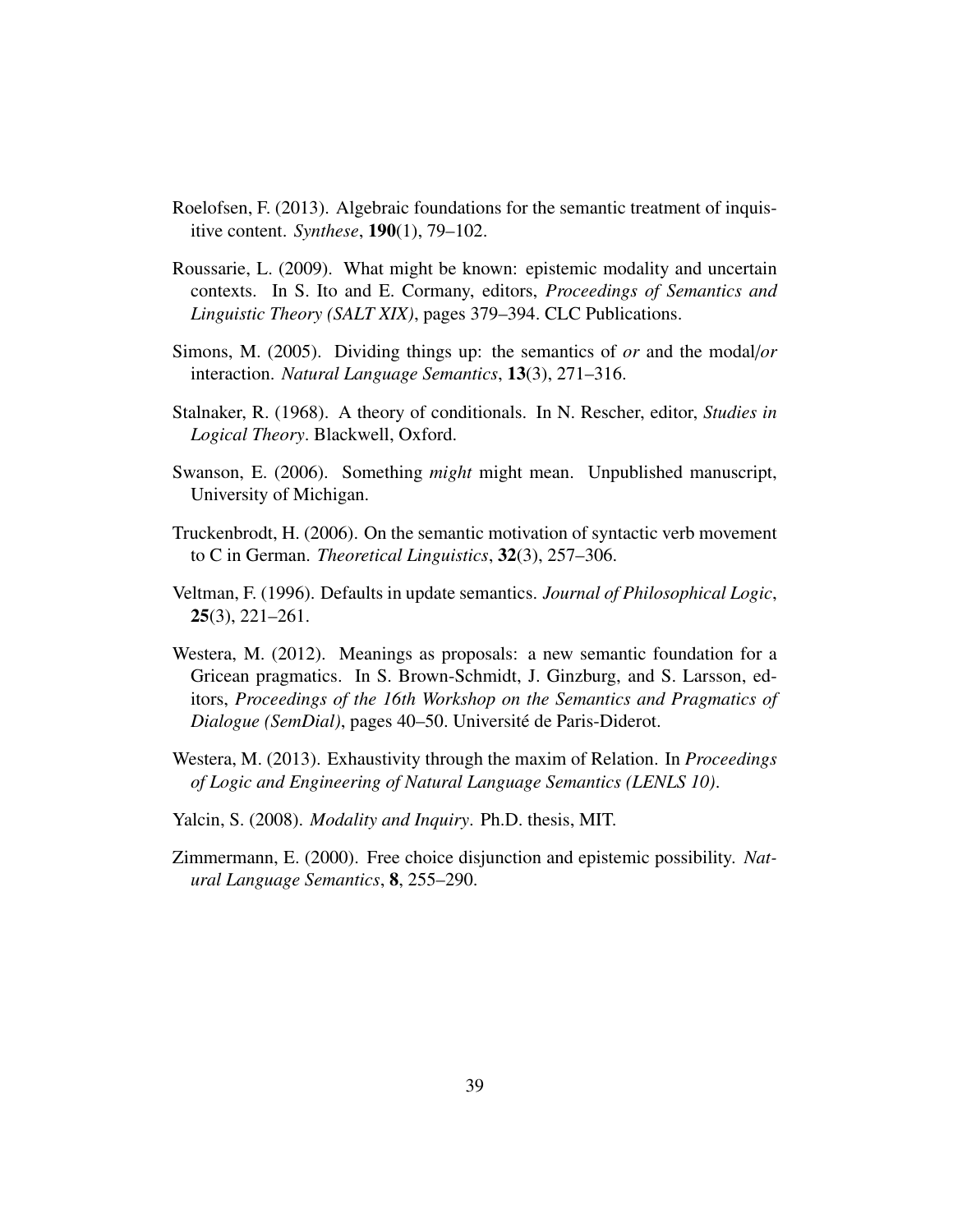Roelofsen, F. (2013). Algebraic foundations for the semantic treatment of inquisitive content. *Synthese*, **190**(1), 79–102.

Roussarie, L. (2009). What might be known: epistemic modality and uncertain contexts. In S. Ito and E. Cormany, editors, *Proceedings of Semantics and Linguistic Theory (SALT XIX)*, pages 379–394. CLC Publications.

Simons, M. (2005). Dividing things up: the semantics of *or* and the modal/*or* interaction. *Natural Language Semantics*, **13**(3), 271–316.

Stalnaker, R. (1968). A theory of conditionals. In N. Rescher, editor, *Studies in Logical Theory*. Blackwell, Oxford.

Swanson, E. (2006). Something *might* might mean. Unpublished manuscript, University of Michigan.

Truckenbrodt, H. (2006). On the semantic motivation of syntactic verb movement to C in German. *Theoretical Linguistics*, **32**(3), 257–306.

Veltman, F. (1996). Defaults in update semantics. *Journal of Philosophical Logic*, **25**(3), 221–261.

Westera, M. (2012). Meanings as proposals: a new semantic foundation for a Gricean pragmatics. In S. Brown-Schmidt, J. Ginzburg, and S. Larsson, editors, *Proceedings of the 16th Workshop on the Semantics and Pragmatics of Dialogue (SemDial)*, pages 40–50. Université de Paris-Diderot.

Westera, M. (2013). Exhaustivity through the maxim of Relation. In *Proceedings of Logic and Engineering of Natural Language Semantics (LENLS 10)*.

Yalcin, S. (2008). *Modality and Inquiry*. Ph.D. thesis, MIT.

Zimmermann, E. (2000). Free choice disjunction and epistemic possibility. *Natural Language Semantics*, **8**, 255–290.